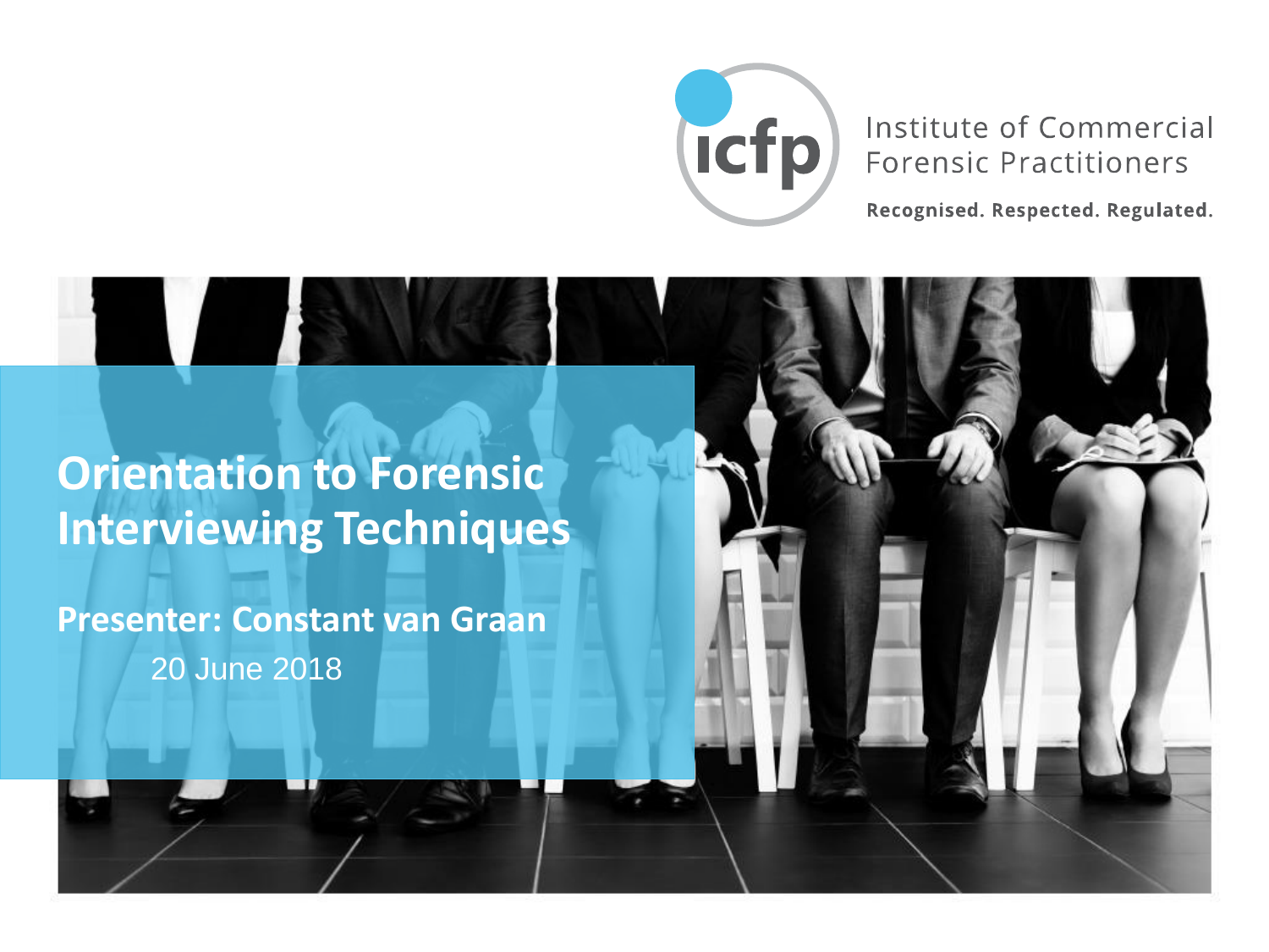Institute of Commercial Forensic Practitioners

Recognised. Respected. Regulated.

# Orientation to Forensic Interviewing Techniques

**Presenter: Constant van Graan**

20 June 2018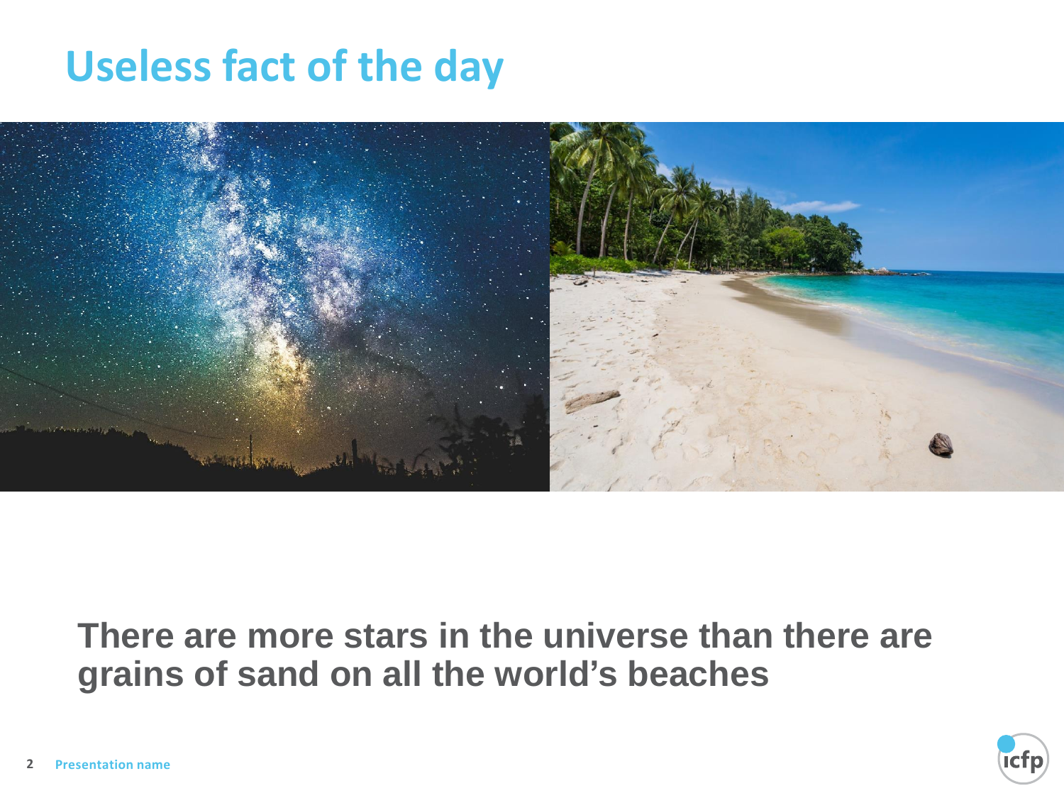# Useless fact of the day

**There are more stars in the universe than there are grains of sand on all the world's beaches**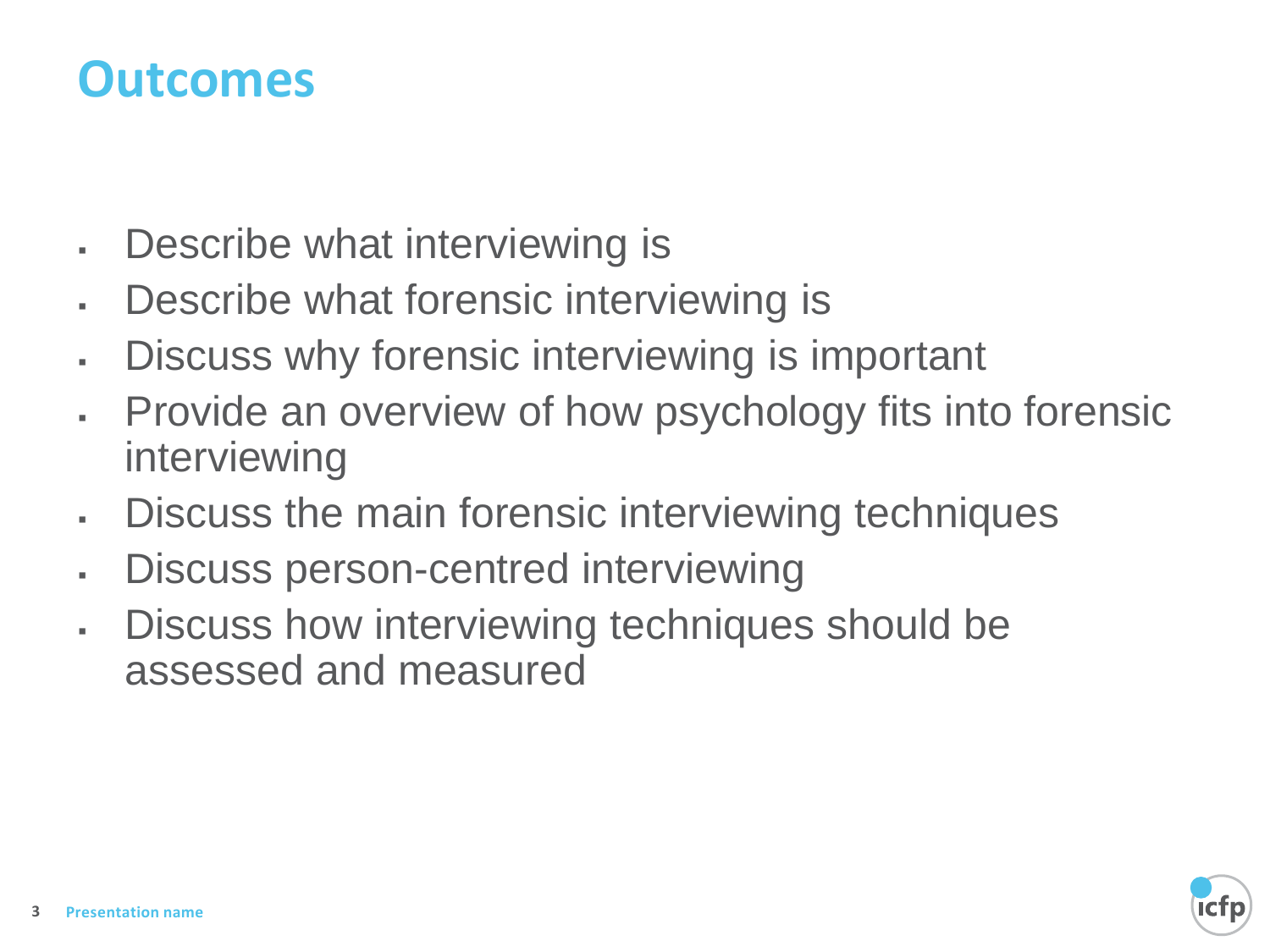# Outcomes

- Describe what interviewing is
- Describe what forensic interviewing is
- Discuss why forensic interviewing is important
- Provide an overview of how psychology fits into forensic interviewing
- Discuss the main forensic interviewing techniques
- Discuss person-centred interviewing
- Discuss how interviewing techniques should be assessed and measured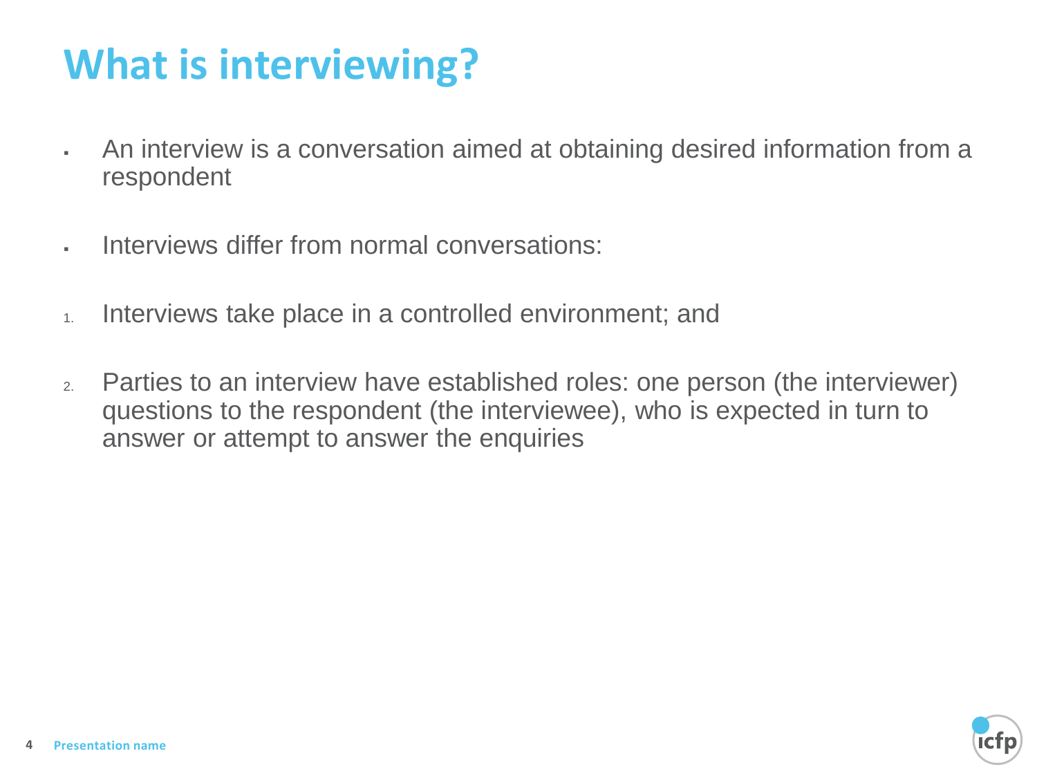# What is interviewing?

- An interview is a conversation aimed at obtaining desired information from a respondent

- Interviews differ from normal conversations:

1. Interviews take place in a controlled environment; and

2. Parties to an interview have established roles: one person (the interviewer) questions to the respondent (the interviewee), who is expected in turn to answer or attempt to answer the enquiries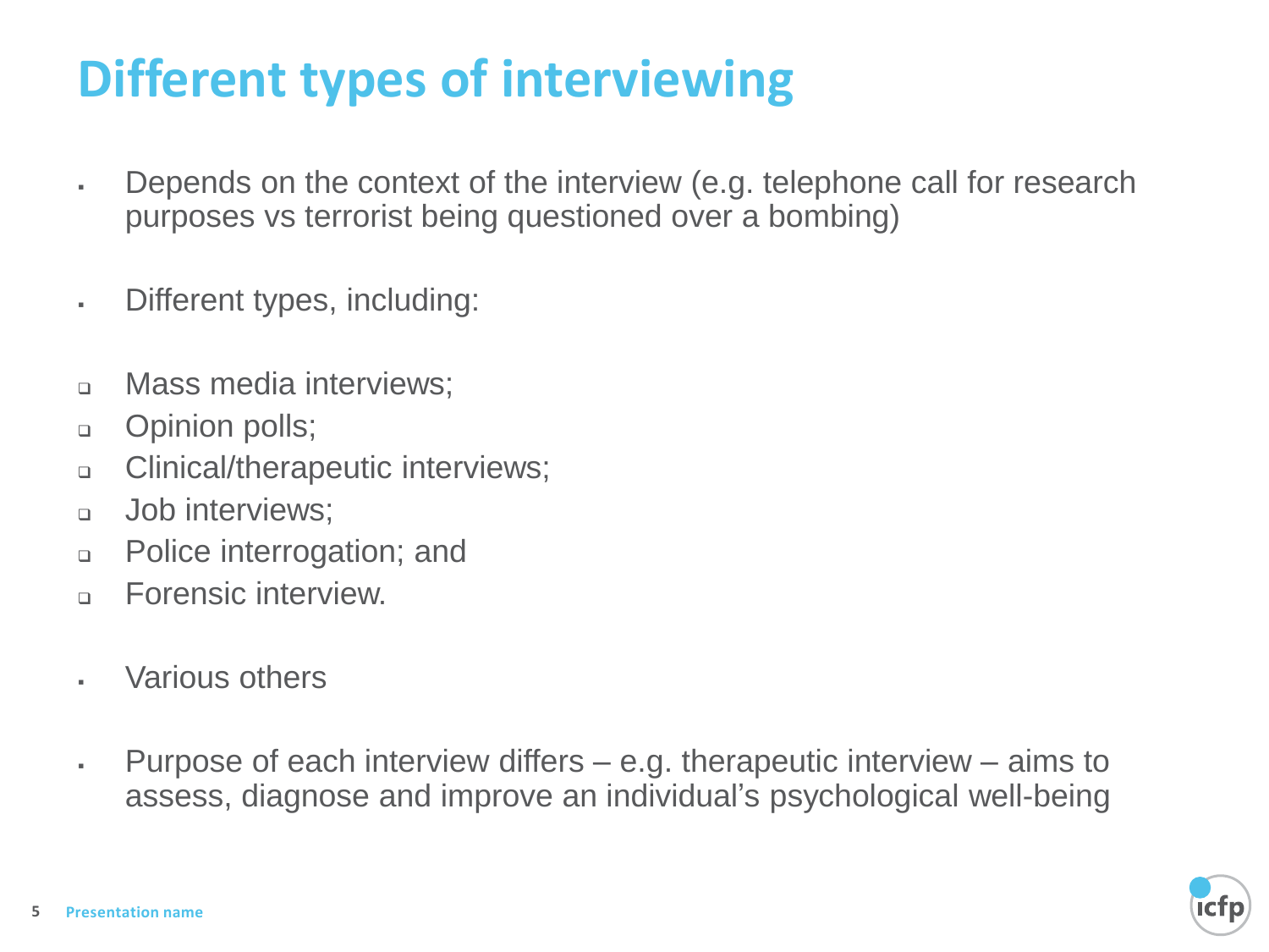# Different types of interviewing

- Depends on the context of the interview (e.g. telephone call for research purposes vs terrorist being questioned over a bombing)

- Different types, including:

  - Mass media interviews;
  - Opinion polls;
  - Clinical/therapeutic interviews;
  - Job interviews;
  - Police interrogation; and
  - Forensic interview.

- Various others

- Purpose of each interview differs – e.g. therapeutic interview – aims to assess, diagnose and improve an individual's psychological well-being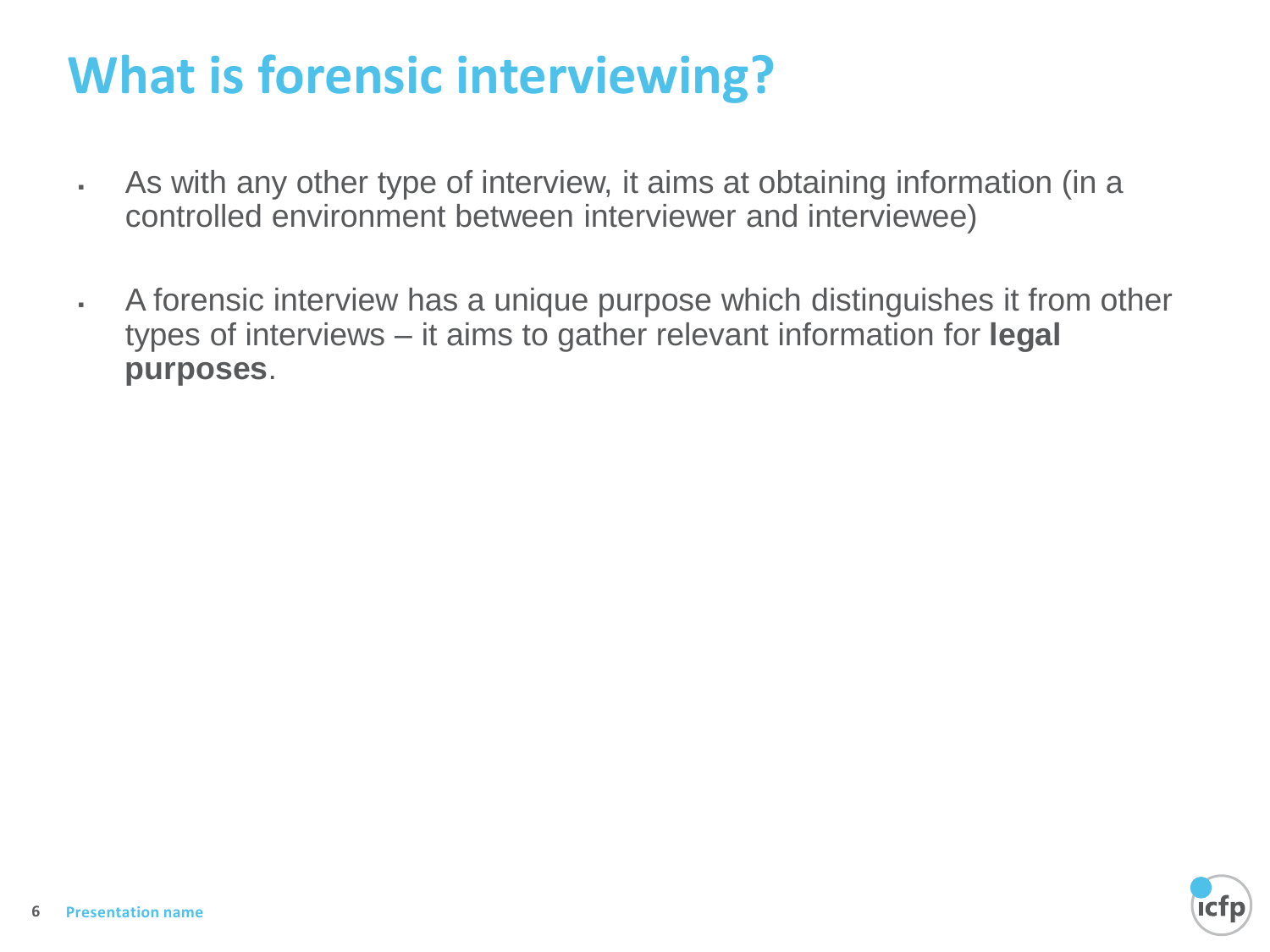# What is forensic interviewing?

- As with any other type of interview, it aims at obtaining information (in a controlled environment between interviewer and interviewee)

- A forensic interview has a unique purpose which distinguishes it from other types of interviews – it aims to gather relevant information for **legal purposes**.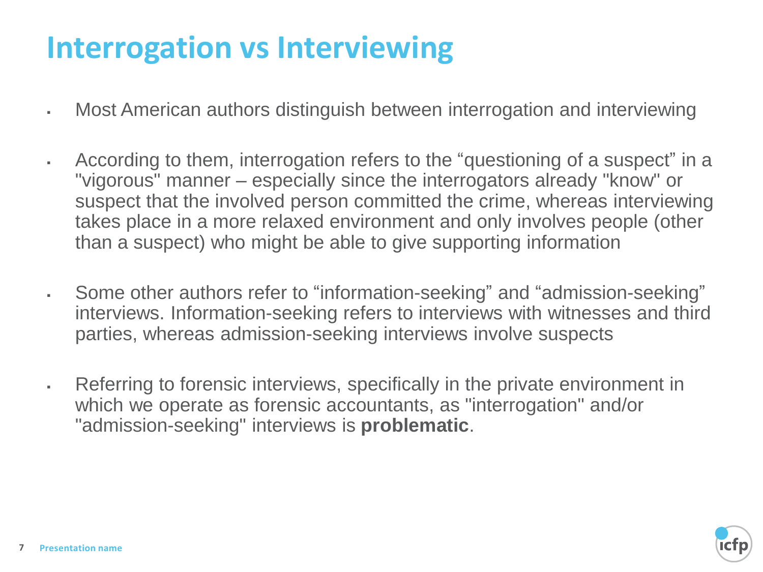# Interrogation vs Interviewing

- Most American authors distinguish between interrogation and interviewing
- According to them, interrogation refers to the “questioning of a suspect” in a "vigorous" manner – especially since the interrogators already "know" or suspect that the involved person committed the crime, whereas interviewing takes place in a more relaxed environment and only involves people (other than a suspect) who might be able to give supporting information
- Some other authors refer to “information-seeking” and “admission-seeking” interviews. Information-seeking refers to interviews with witnesses and third parties, whereas admission-seeking interviews involve suspects
- Referring to forensic interviews, specifically in the private environment in which we operate as forensic accountants, as "interrogation" and/or "admission-seeking" interviews is **problematic**.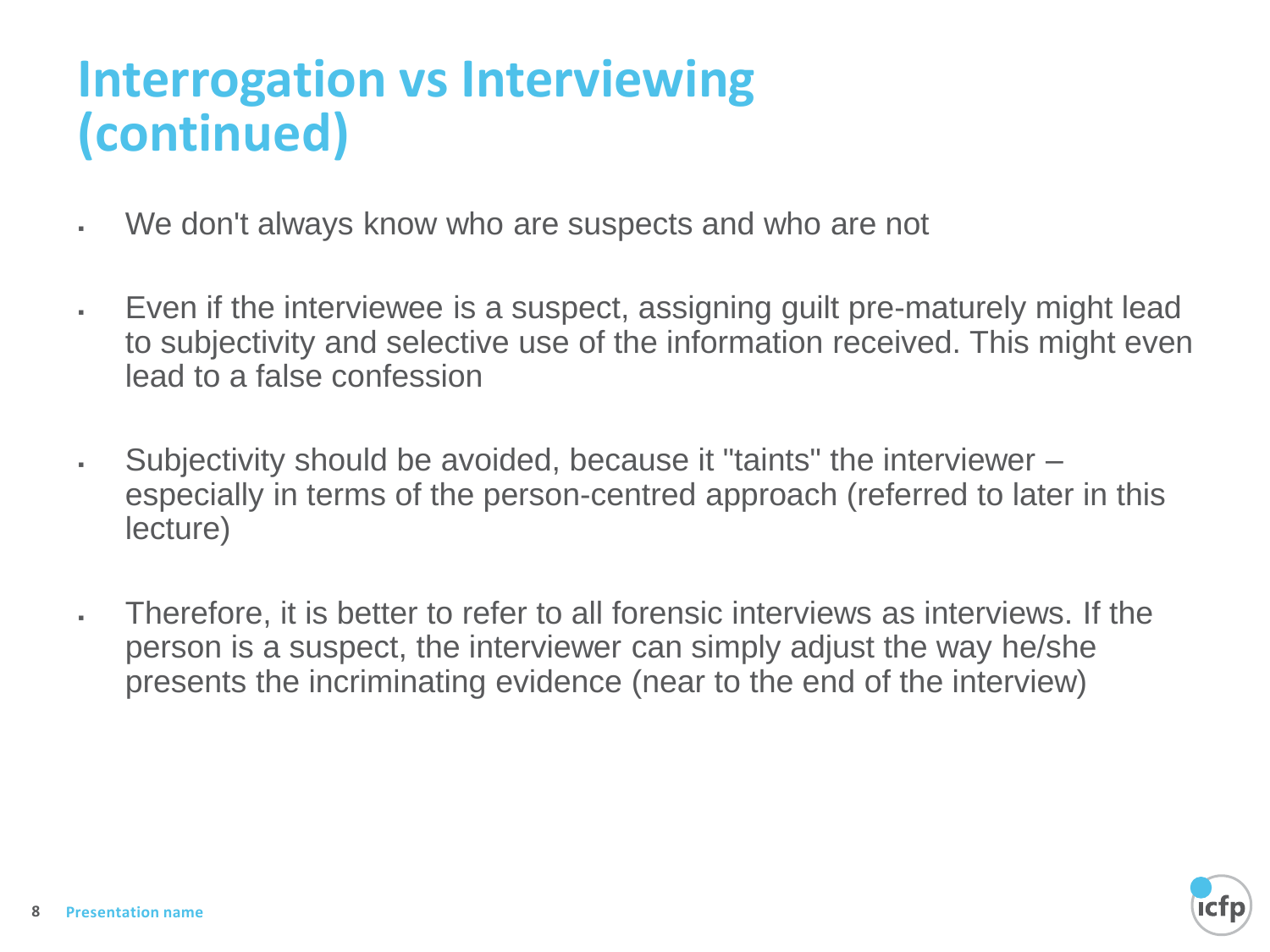# Interrogation vs Interviewing (continued)

- We don't always know who are suspects and who are not
- Even if the interviewee is a suspect, assigning guilt pre-maturely might lead to subjectivity and selective use of the information received. This might even lead to a false confession
- Subjectivity should be avoided, because it "taints" the interviewer – especially in terms of the person-centred approach (referred to later in this lecture)
- Therefore, it is better to refer to all forensic interviews as interviews. If the person is a suspect, the interviewer can simply adjust the way he/she presents the incriminating evidence (near to the end of the interview)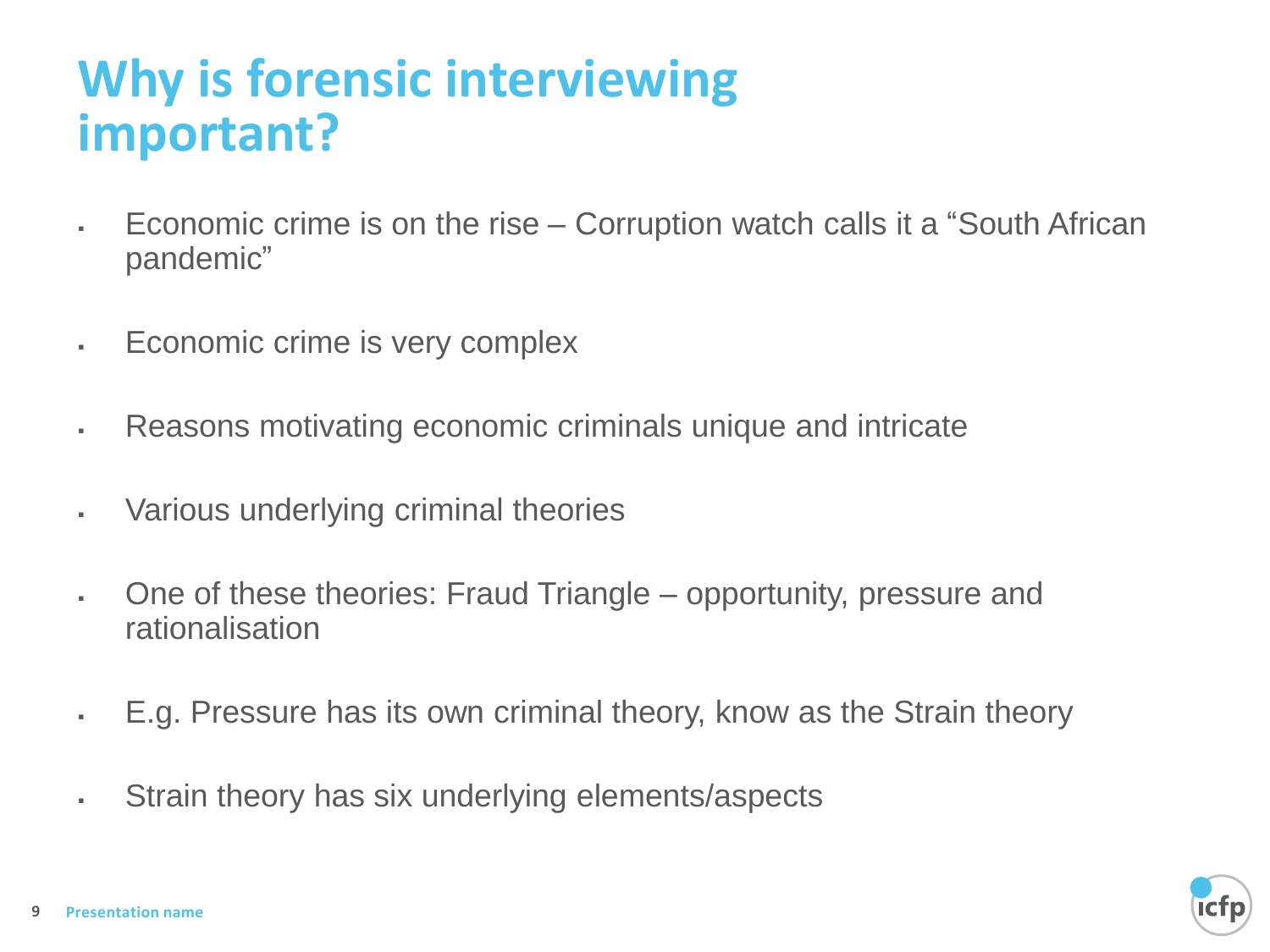# Why is forensic interviewing important?

- Economic crime is on the rise – Corruption watch calls it a "South African pandemic"
- Economic crime is very complex
- Reasons motivating economic criminals unique and intricate
- Various underlying criminal theories
- One of these theories: Fraud Triangle – opportunity, pressure and rationalisation
- E.g. Pressure has its own criminal theory, know as the Strain theory
- Strain theory has six underlying elements/aspects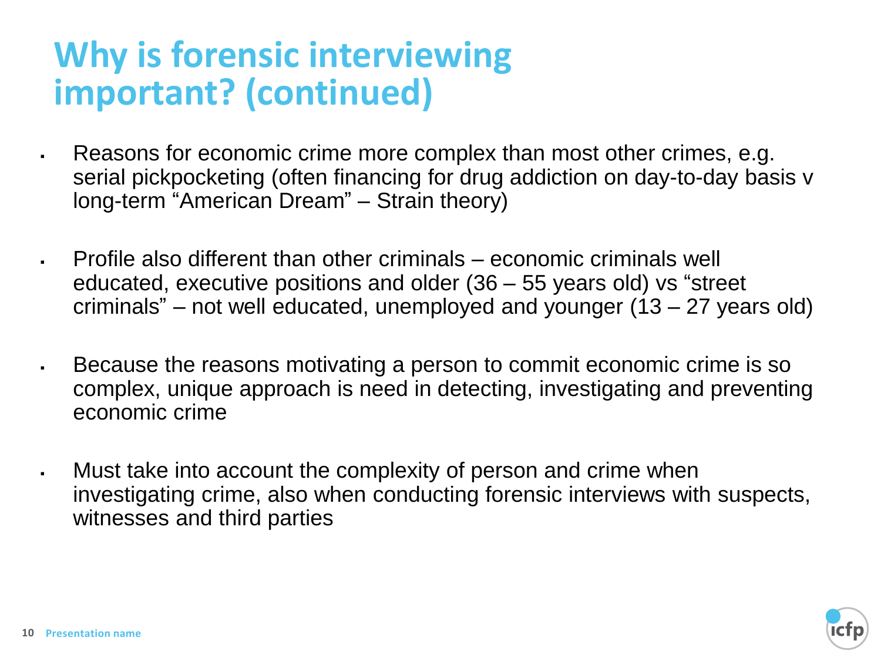# Why is forensic interviewing important? (continued)

- Reasons for economic crime more complex than most other crimes, e.g. serial pickpocketing (often financing for drug addiction on day-to-day basis v long-term "American Dream" – Strain theory)

- Profile also different than other criminals – economic criminals well educated, executive positions and older (36 – 55 years old) vs "street criminals" – not well educated, unemployed and younger (13 – 27 years old)

- Because the reasons motivating a person to commit economic crime is so complex, unique approach is need in detecting, investigating and preventing economic crime

- Must take into account the complexity of person and crime when investigating crime, also when conducting forensic interviews with suspects, witnesses and third parties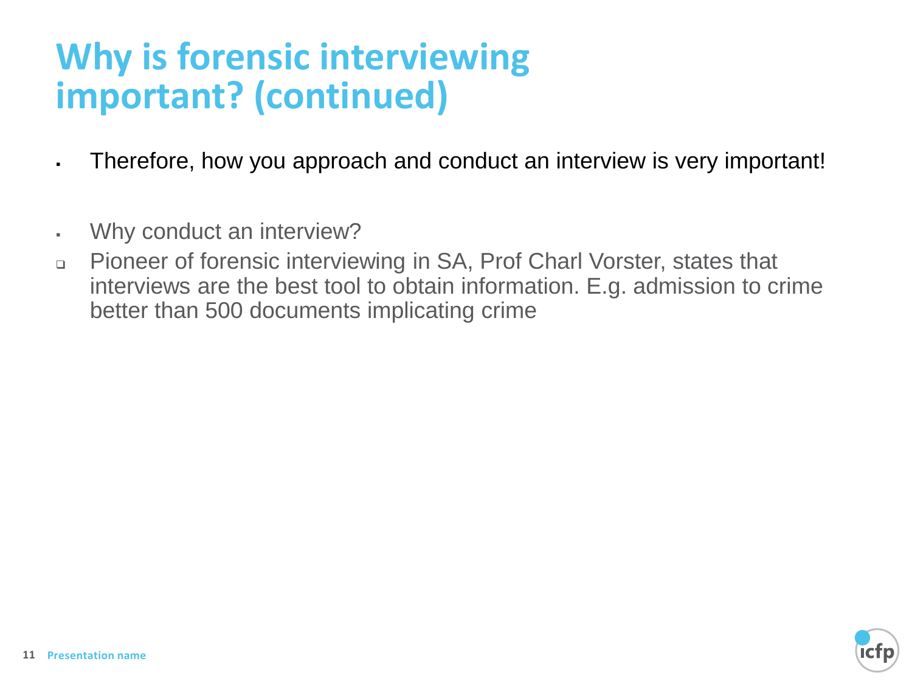# Why is forensic interviewing important? (continued)

- Therefore, how you approach and conduct an interview is very important!

- Why conduct an interview?
- Pioneer of forensic interviewing in SA, Prof Charl Vorster, states that interviews are the best tool to obtain information. E.g. admission to crime better than 500 documents implicating crime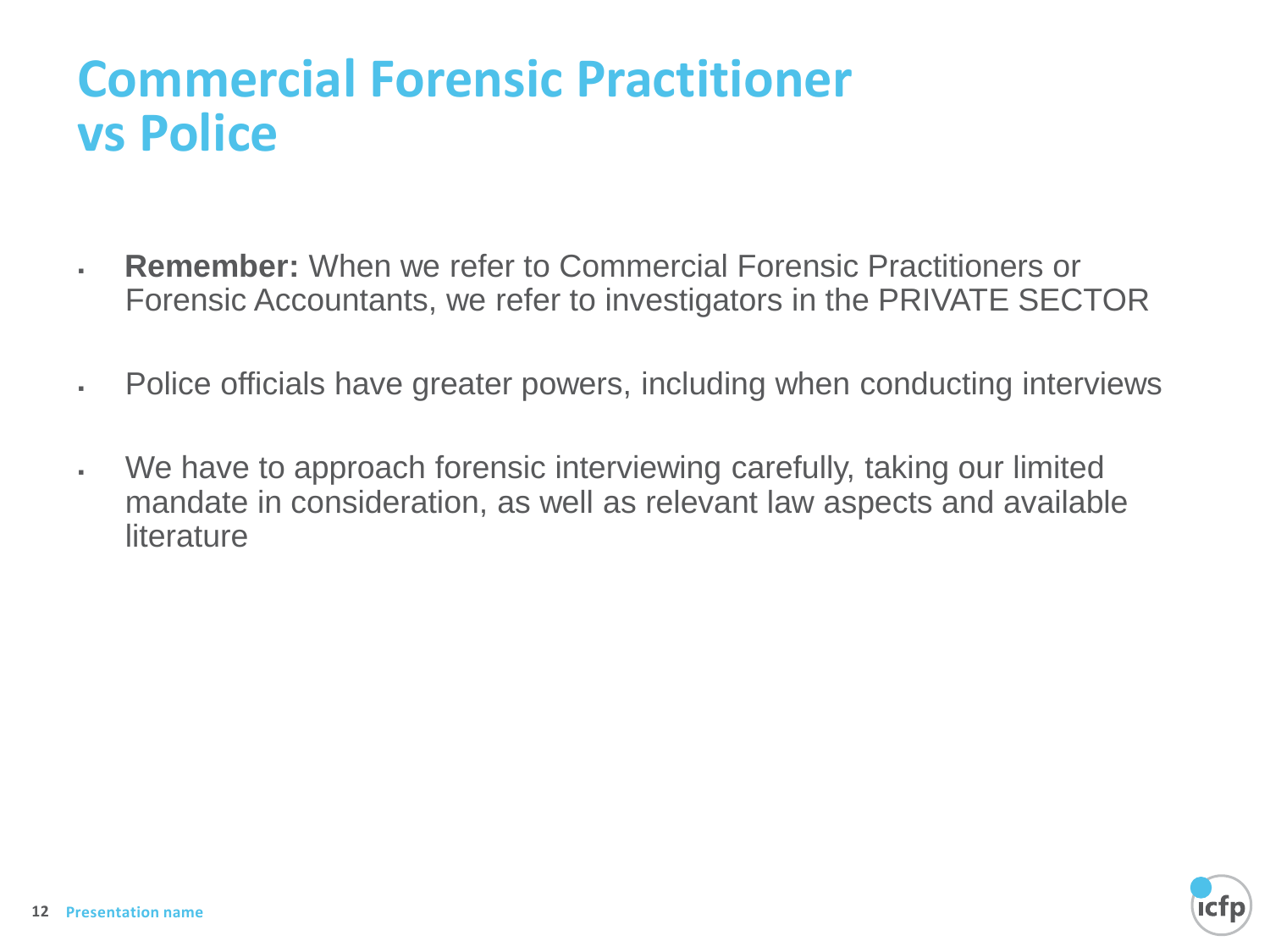# Commercial Forensic Practitioner vs Police

- **Remember:** When we refer to Commercial Forensic Practitioners or Forensic Accountants, we refer to investigators in the PRIVATE SECTOR
- Police officials have greater powers, including when conducting interviews
- We have to approach forensic interviewing carefully, taking our limited mandate in consideration, as well as relevant law aspects and available literature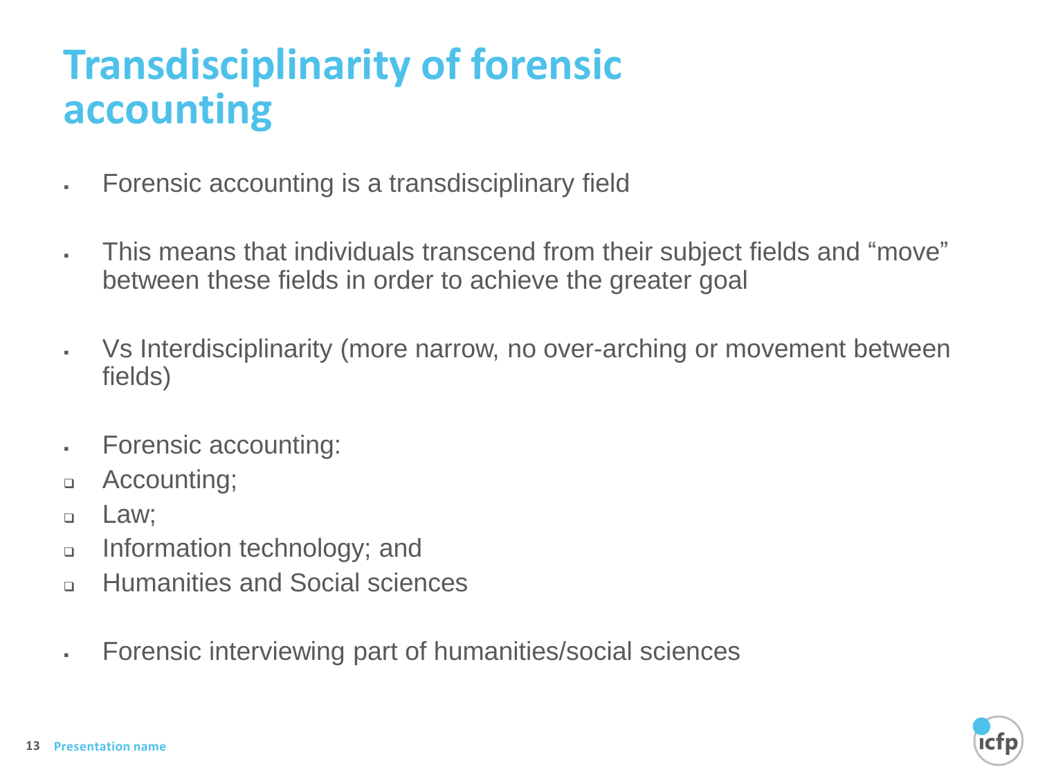# Transdisciplinarity of forensic accounting

- Forensic accounting is a transdisciplinary field
- This means that individuals transcend from their subject fields and "move" between these fields in order to achieve the greater goal
- Vs Interdisciplinarity (more narrow, no over-arching or movement between fields)
- Forensic accounting:
  - Accounting;
  - Law;
  - Information technology; and
  - Humanities and Social sciences
- Forensic interviewing part of humanities/social sciences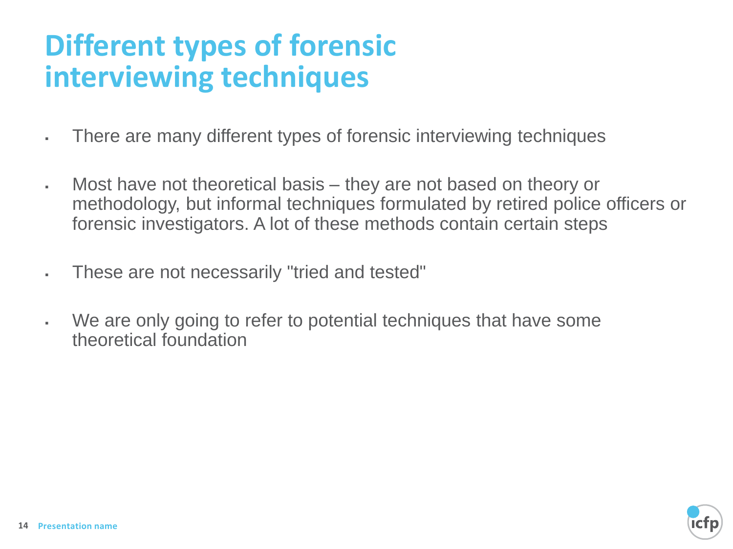# Different types of forensic interviewing techniques

- There are many different types of forensic interviewing techniques
- Most have not theoretical basis – they are not based on theory or methodology, but informal techniques formulated by retired police officers or forensic investigators. A lot of these methods contain certain steps
- These are not necessarily "tried and tested"
- We are only going to refer to potential techniques that have some theoretical foundation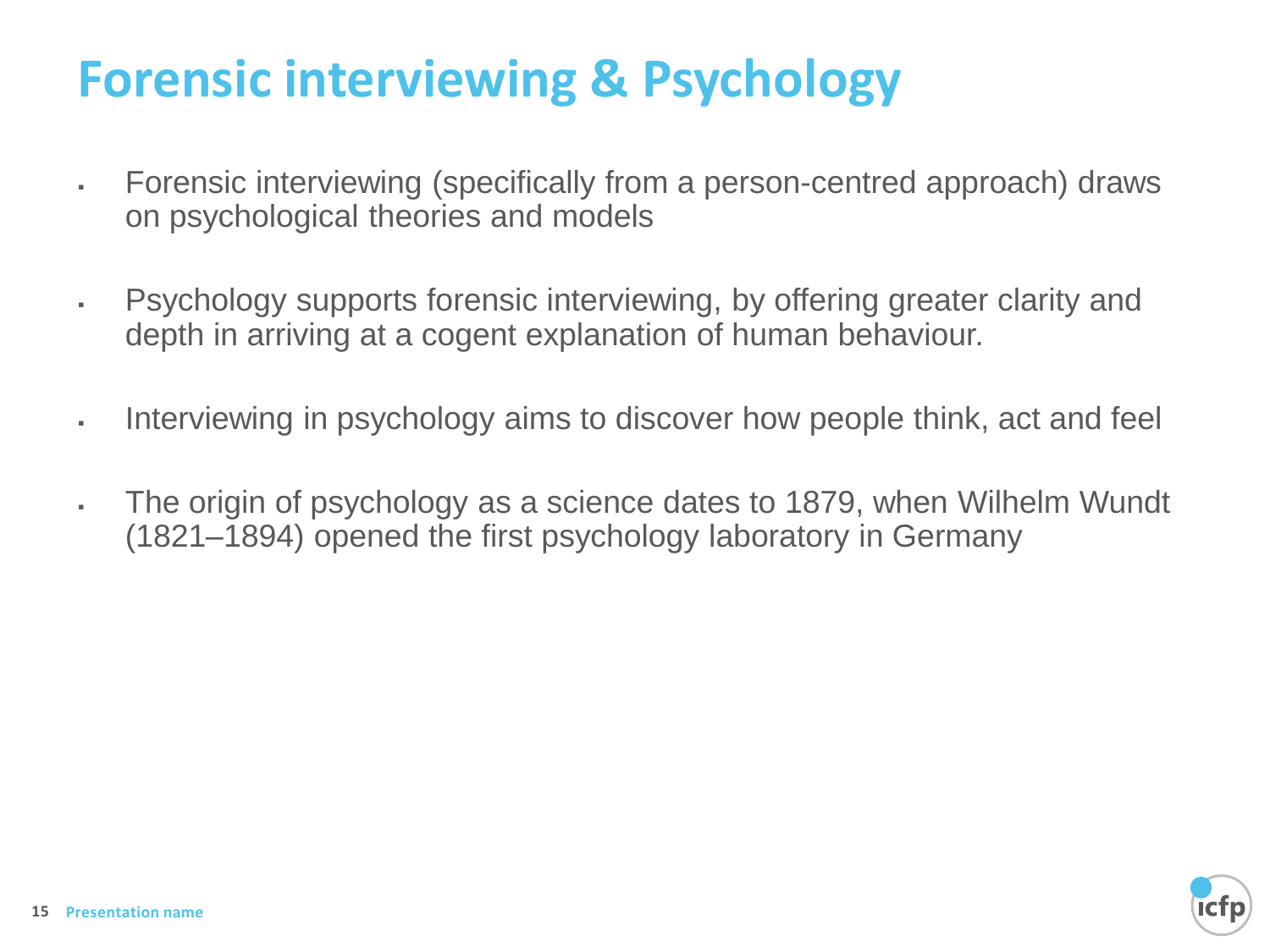# Forensic interviewing & Psychology

- Forensic interviewing (specifically from a person-centred approach) draws on psychological theories and models
- Psychology supports forensic interviewing, by offering greater clarity and depth in arriving at a cogent explanation of human behaviour.
- Interviewing in psychology aims to discover how people think, act and feel
- The origin of psychology as a science dates to 1879, when Wilhelm Wundt (1821–1894) opened the first psychology laboratory in Germany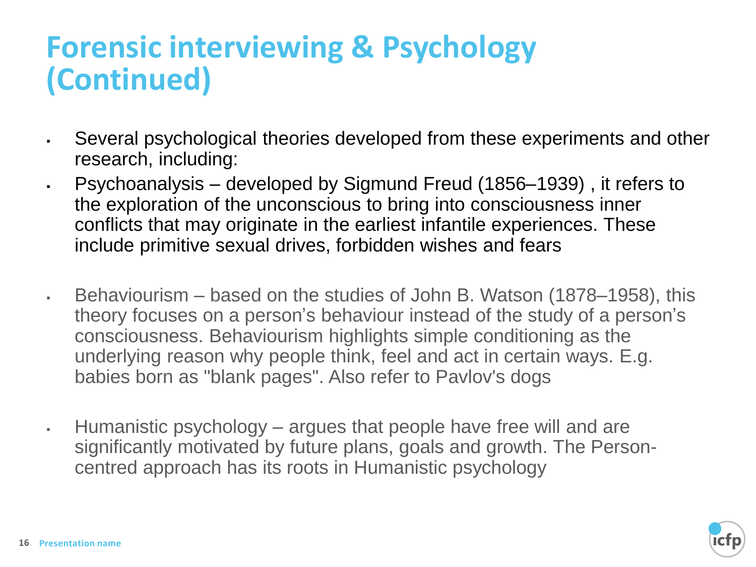# Forensic interviewing & Psychology (Continued)

- Several psychological theories developed from these experiments and other research, including:
- Psychoanalysis – developed by Sigmund Freud (1856–1939) , it refers to the exploration of the unconscious to bring into consciousness inner conflicts that may originate in the earliest infantile experiences. These include primitive sexual drives, forbidden wishes and fears
- Behaviourism – based on the studies of John B. Watson (1878–1958), this theory focuses on a person's behaviour instead of the study of a person's consciousness. Behaviourism highlights simple conditioning as the underlying reason why people think, feel and act in certain ways. E.g. babies born as "blank pages". Also refer to Pavlov's dogs
- Humanistic psychology – argues that people have free will and are significantly motivated by future plans, goals and growth. The Person-centred approach has its roots in Humanistic psychology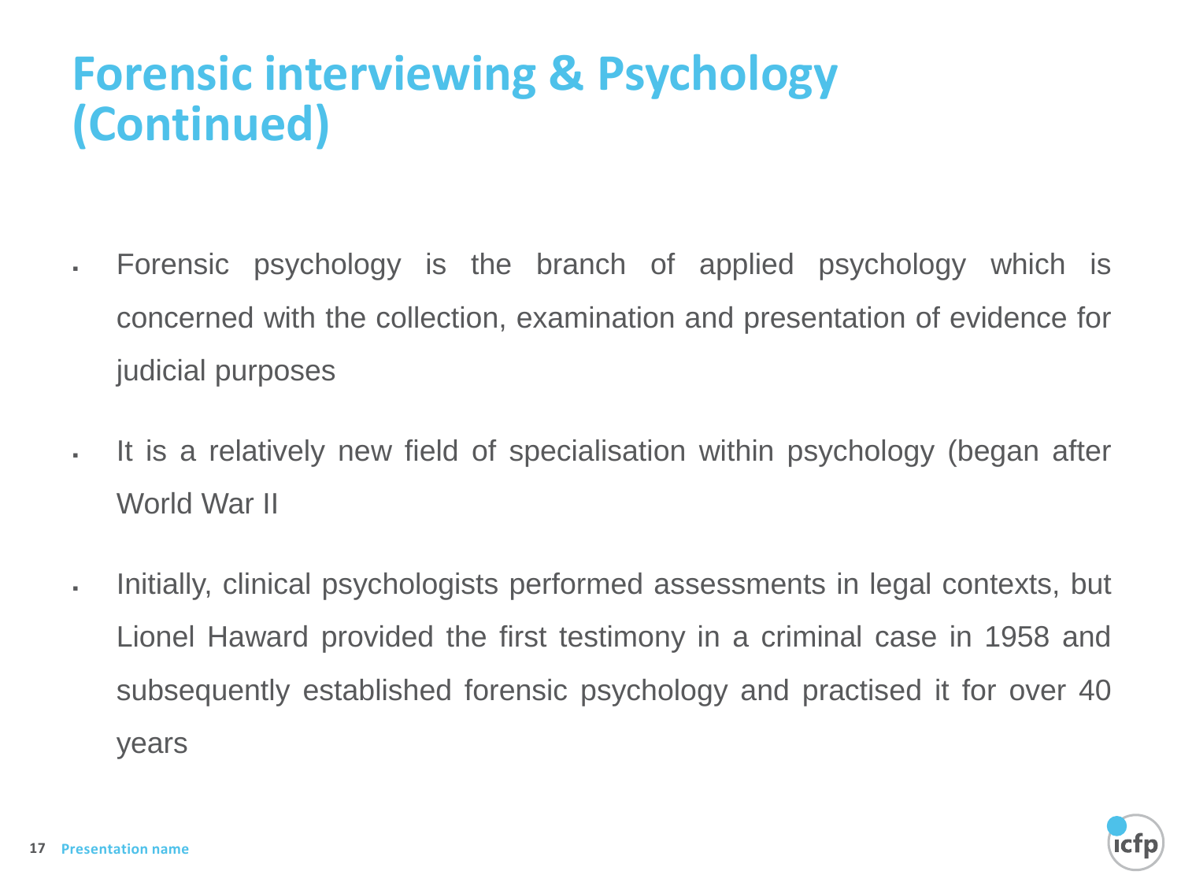# Forensic interviewing & Psychology (Continued)

- Forensic psychology is the branch of applied psychology which is concerned with the collection, examination and presentation of evidence for judicial purposes
- It is a relatively new field of specialisation within psychology (began after World War II
- Initially, clinical psychologists performed assessments in legal contexts, but Lionel Haward provided the first testimony in a criminal case in 1958 and subsequently established forensic psychology and practised it for over 40 years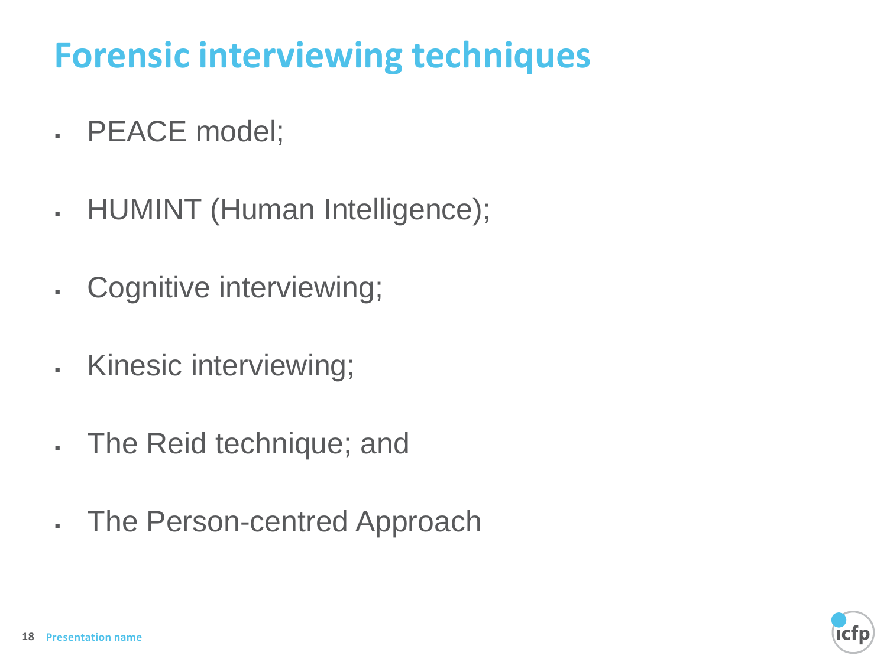# Forensic interviewing techniques

- PEACE model;
- HUMINT (Human Intelligence);
- Cognitive interviewing;
- Kinesic interviewing;
- The Reid technique; and
- The Person-centred Approach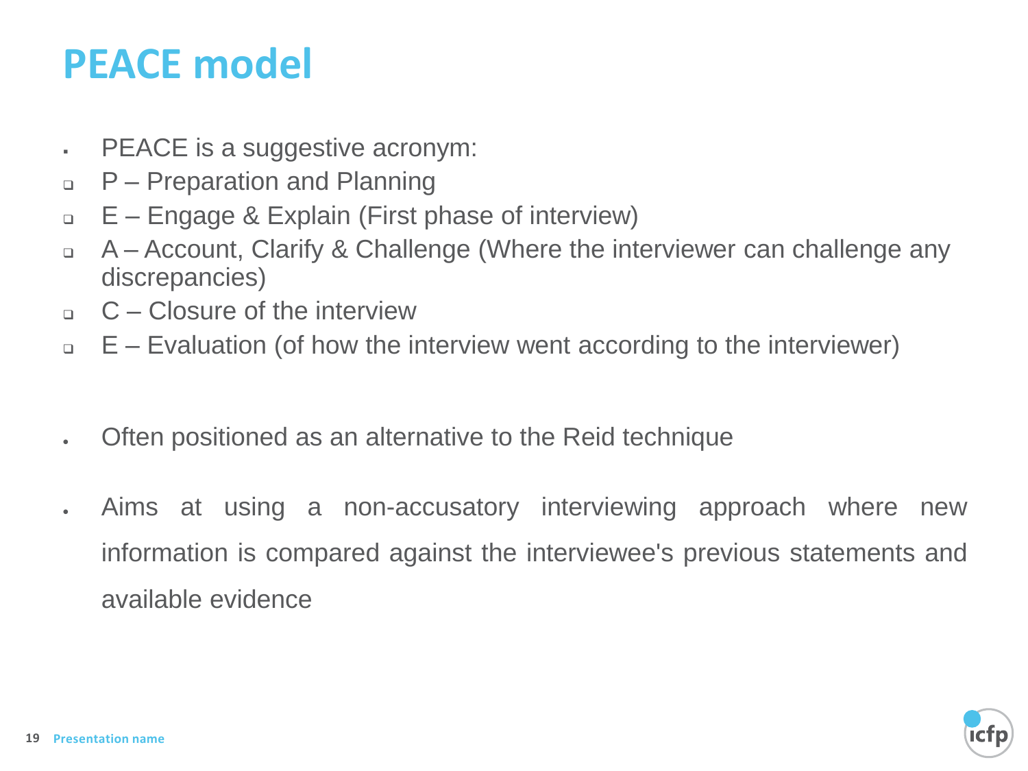# PEACE model

- PEACE is a suggestive acronym:
  - P – Preparation and Planning
  - E – Engage & Explain (First phase of interview)
  - A – Account, Clarify & Challenge (Where the interviewer can challenge any discrepancies)
  - C – Closure of the interview
  - E – Evaluation (of how the interview went according to the interviewer)

- Often positioned as an alternative to the Reid technique

- Aims at using a non-accusatory interviewing approach where new information is compared against the interviewee's previous statements and available evidence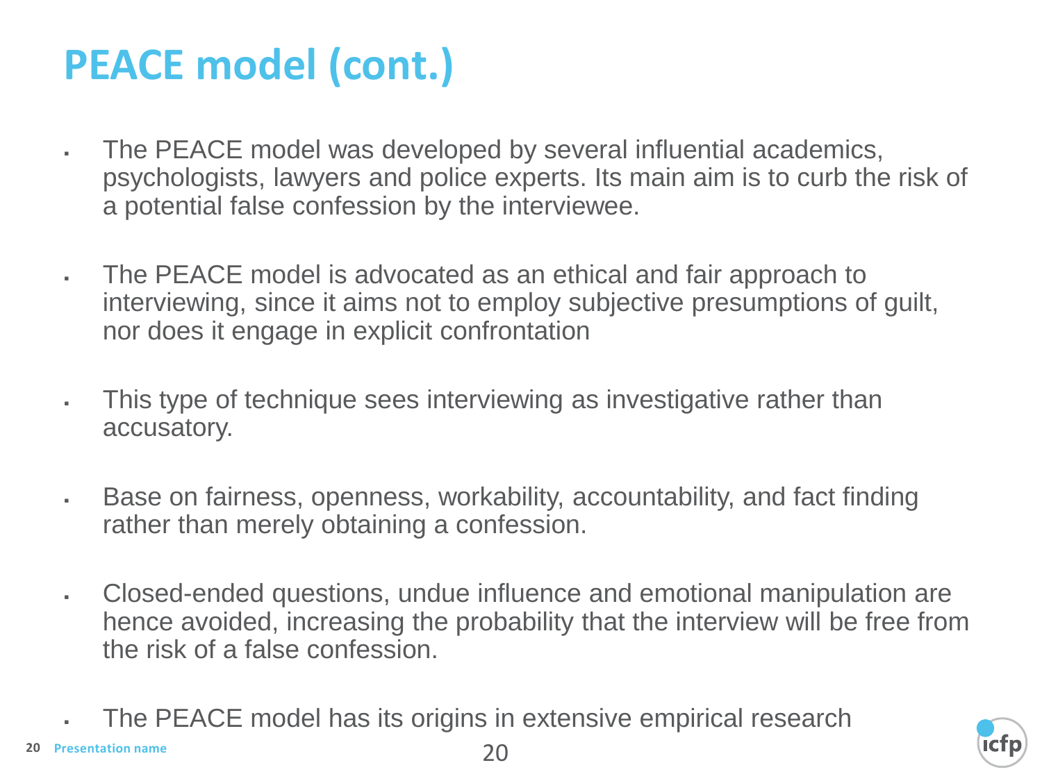# PEACE model (cont.)

- The PEACE model was developed by several influential academics, psychologists, lawyers and police experts. Its main aim is to curb the risk of a potential false confession by the interviewee.
- The PEACE model is advocated as an ethical and fair approach to interviewing, since it aims not to employ subjective presumptions of guilt, nor does it engage in explicit confrontation
- This type of technique sees interviewing as investigative rather than accusatory.
- Base on fairness, openness, workability, accountability, and fact finding rather than merely obtaining a confession.
- Closed-ended questions, undue influence and emotional manipulation are hence avoided, increasing the probability that the interview will be free from the risk of a false confession.
- The PEACE model has its origins in extensive empirical research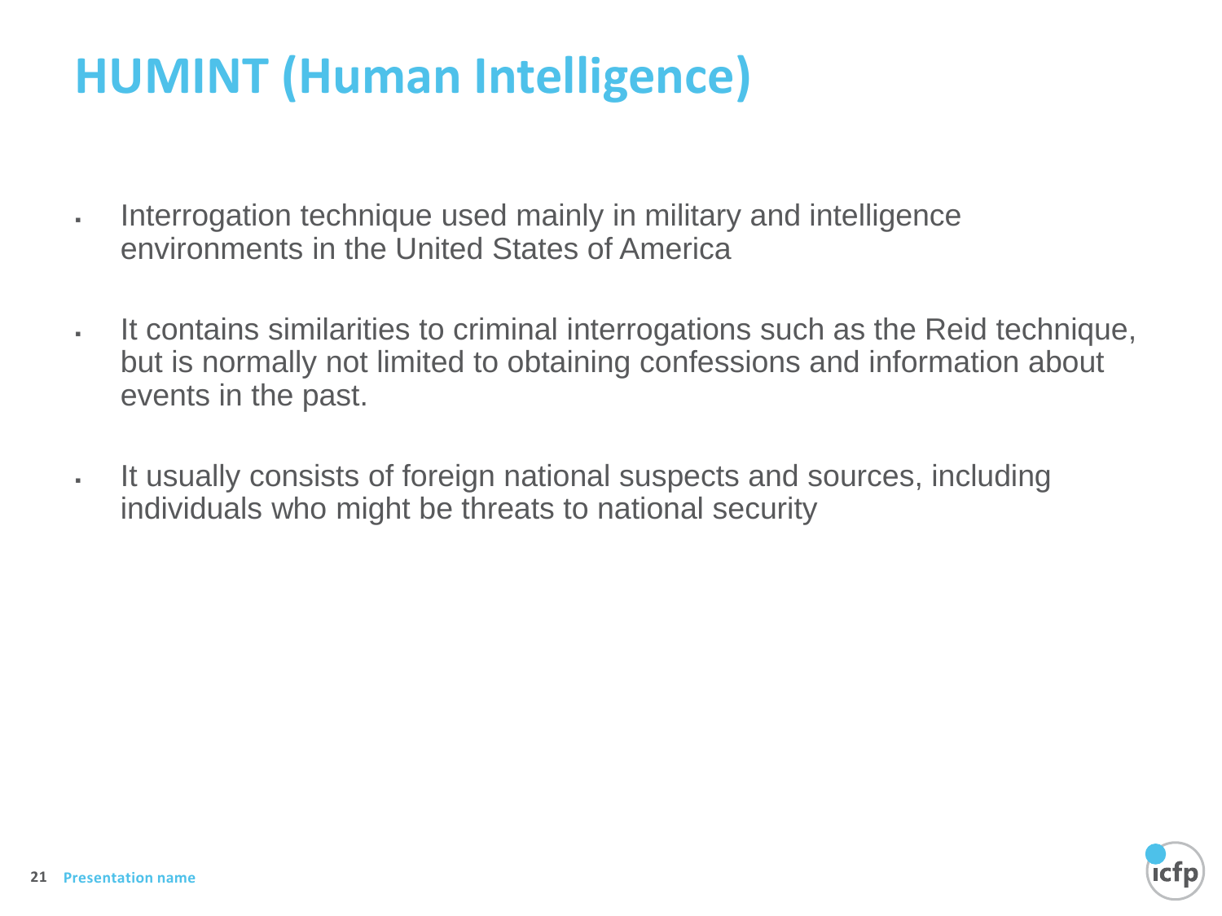# HUMINT (Human Intelligence)

- Interrogation technique used mainly in military and intelligence environments in the United States of America
- It contains similarities to criminal interrogations such as the Reid technique, but is normally not limited to obtaining confessions and information about events in the past.
- It usually consists of foreign national suspects and sources, including individuals who might be threats to national security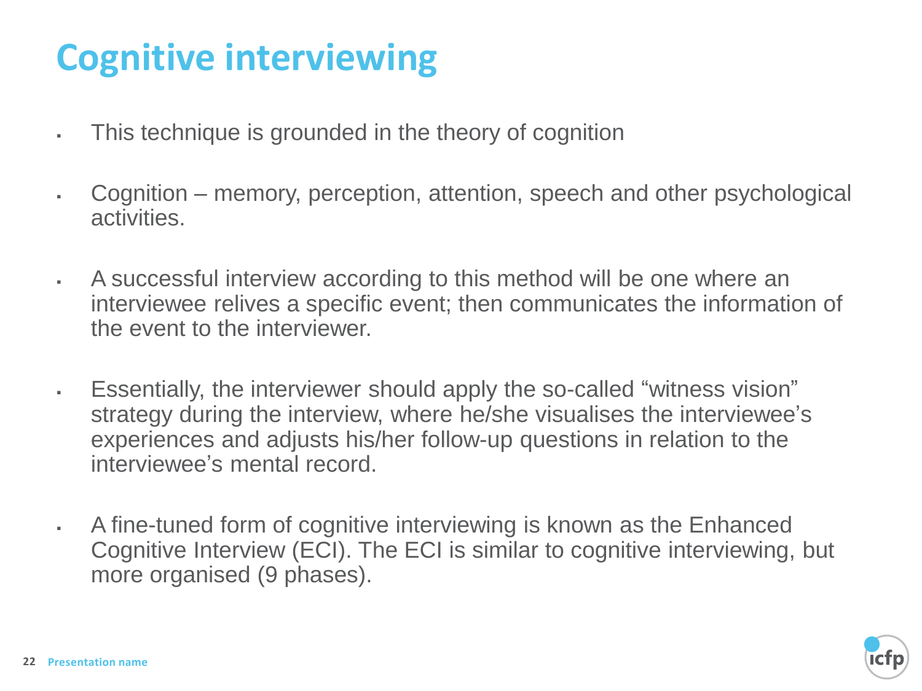# Cognitive interviewing

- This technique is grounded in the theory of cognition
- Cognition – memory, perception, attention, speech and other psychological activities.
- A successful interview according to this method will be one where an interviewee relives a specific event; then communicates the information of the event to the interviewer.
- Essentially, the interviewer should apply the so-called "witness vision" strategy during the interview, where he/she visualises the interviewee's experiences and adjusts his/her follow-up questions in relation to the interviewee's mental record.
- A fine-tuned form of cognitive interviewing is known as the Enhanced Cognitive Interview (ECI). The ECI is similar to cognitive interviewing, but more organised (9 phases).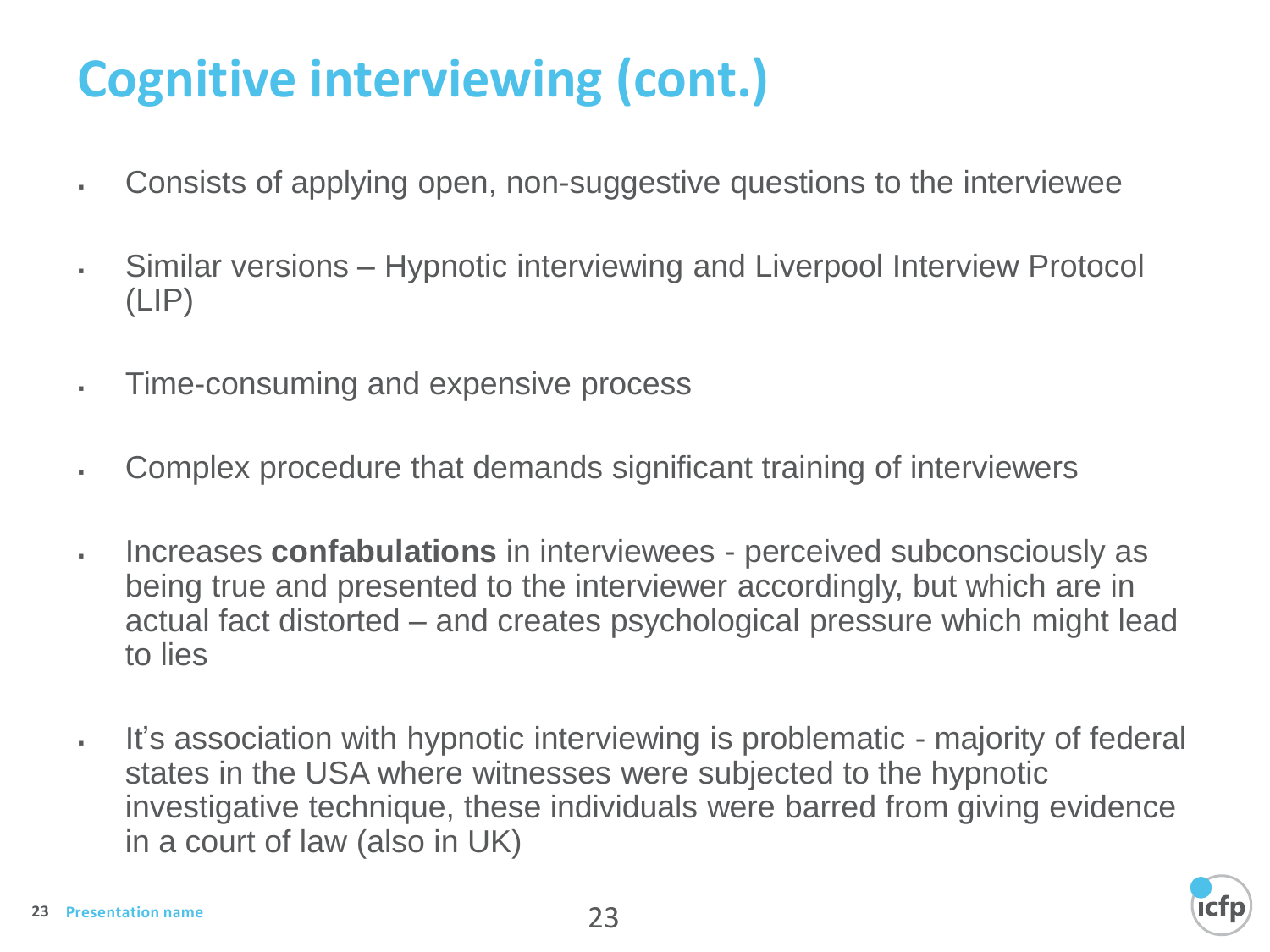# Cognitive interviewing (cont.)

- Consists of applying open, non-suggestive questions to the interviewee
- Similar versions – Hypnotic interviewing and Liverpool Interview Protocol (LIP)
- Time-consuming and expensive process
- Complex procedure that demands significant training of interviewers
- Increases **confabulations** in interviewees - perceived subconsciously as being true and presented to the interviewer accordingly, but which are in actual fact distorted – and creates psychological pressure which might lead to lies
- It's association with hypnotic interviewing is problematic - majority of federal states in the USA where witnesses were subjected to the hypnotic investigative technique, these individuals were barred from giving evidence in a court of law (also in UK)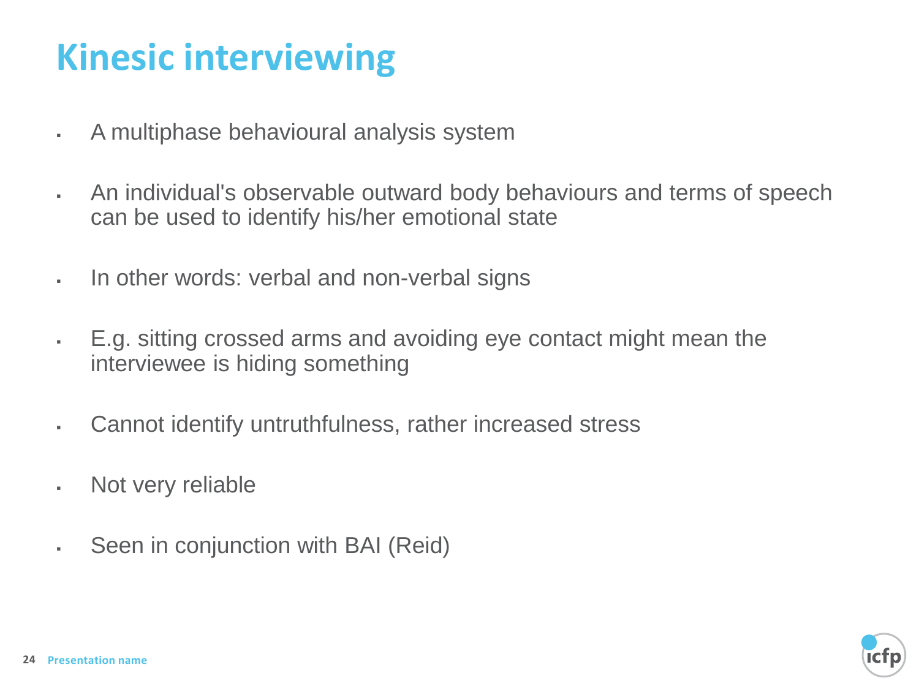# Kinesic interviewing

- A multiphase behavioural analysis system
- An individual's observable outward body behaviours and terms of speech can be used to identify his/her emotional state
- In other words: verbal and non-verbal signs
- E.g. sitting crossed arms and avoiding eye contact might mean the interviewee is hiding something
- Cannot identify untruthfulness, rather increased stress
- Not very reliable
- Seen in conjunction with BAI (Reid)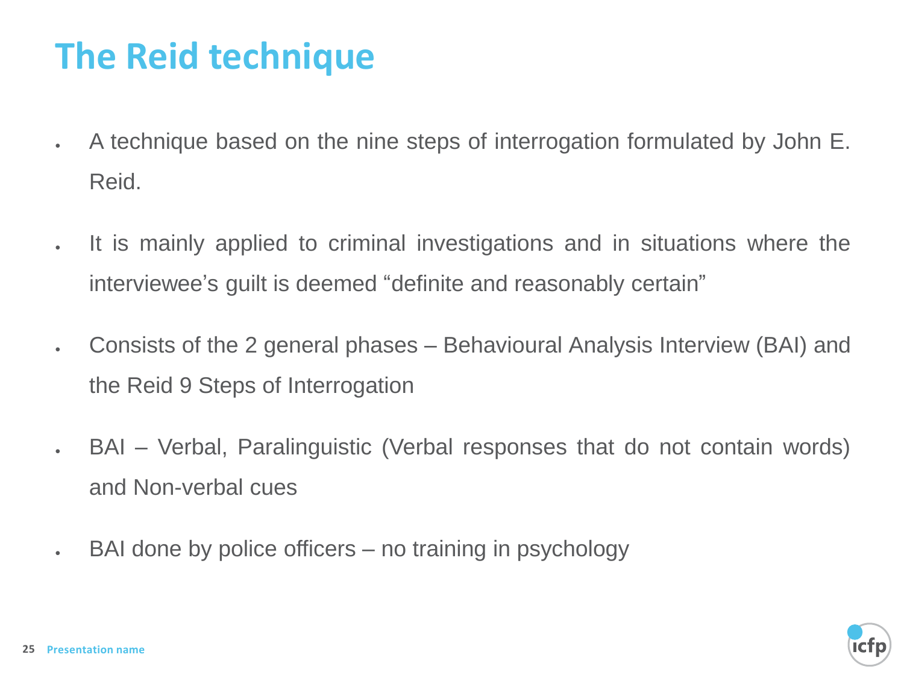# The Reid technique

- A technique based on the nine steps of interrogation formulated by John E. Reid.
- It is mainly applied to criminal investigations and in situations where the interviewee's guilt is deemed "definite and reasonably certain"
- Consists of the 2 general phases – Behavioural Analysis Interview (BAI) and the Reid 9 Steps of Interrogation
- BAI – Verbal, Paralinguistic (Verbal responses that do not contain words) and Non-verbal cues
- BAI done by police officers – no training in psychology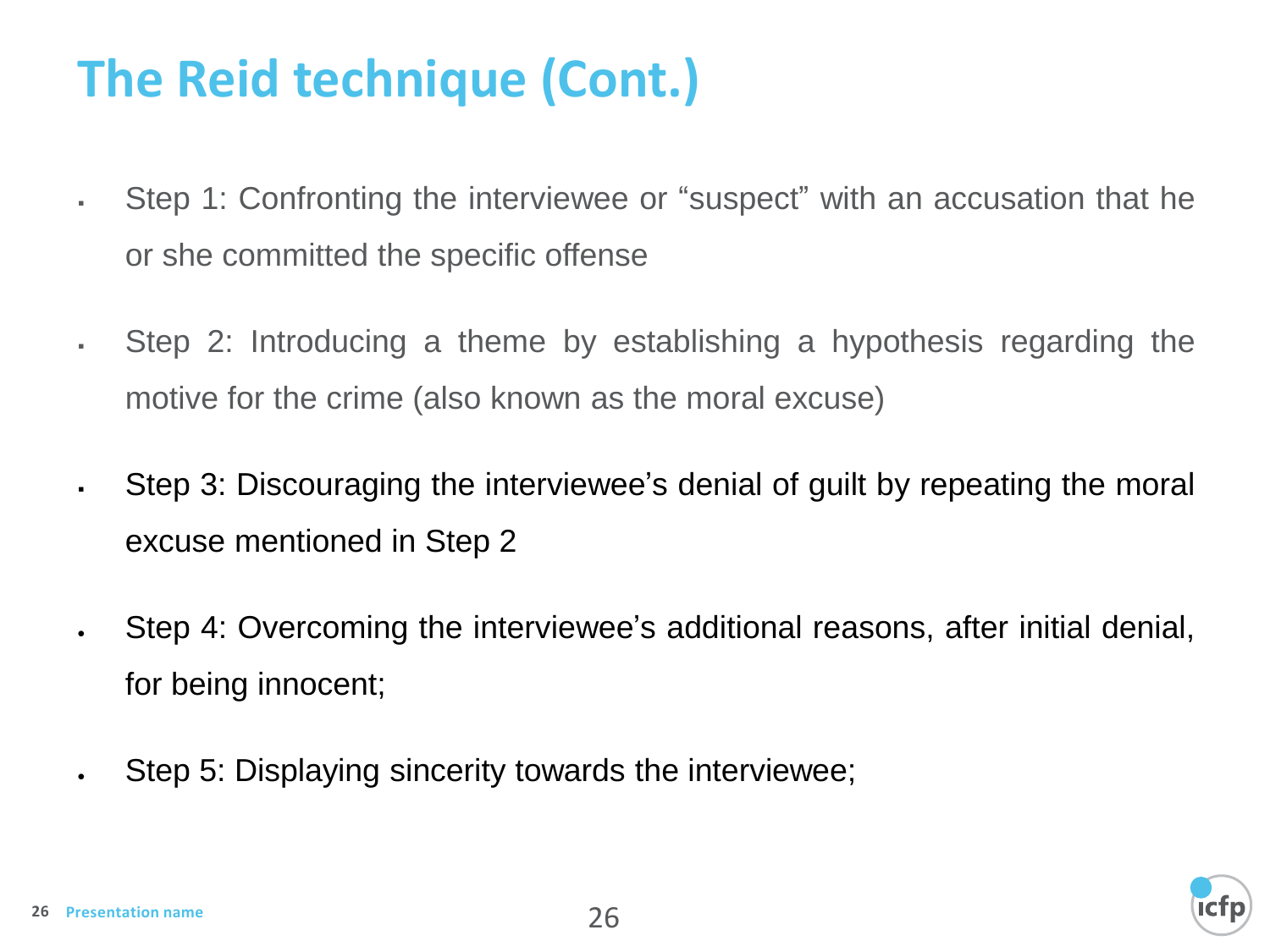# The Reid technique (Cont.)

- Step 1: Confronting the interviewee or “suspect” with an accusation that he or she committed the specific offense
- Step 2: Introducing a theme by establishing a hypothesis regarding the motive for the crime (also known as the moral excuse)
- Step 3: Discouraging the interviewee’s denial of guilt by repeating the moral excuse mentioned in Step 2
- Step 4: Overcoming the interviewee’s additional reasons, after initial denial, for being innocent;
- Step 5: Displaying sincerity towards the interviewee;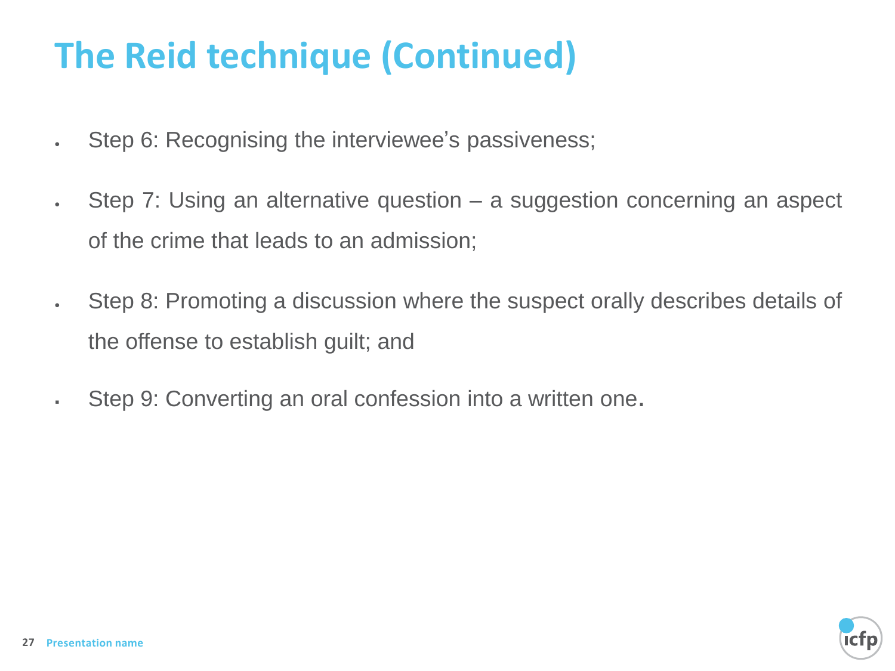# The Reid technique (Continued)

- Step 6: Recognising the interviewee's passiveness;
- Step 7: Using an alternative question – a suggestion concerning an aspect of the crime that leads to an admission;
- Step 8: Promoting a discussion where the suspect orally describes details of the offense to establish guilt; and
- Step 9: Converting an oral confession into a written one.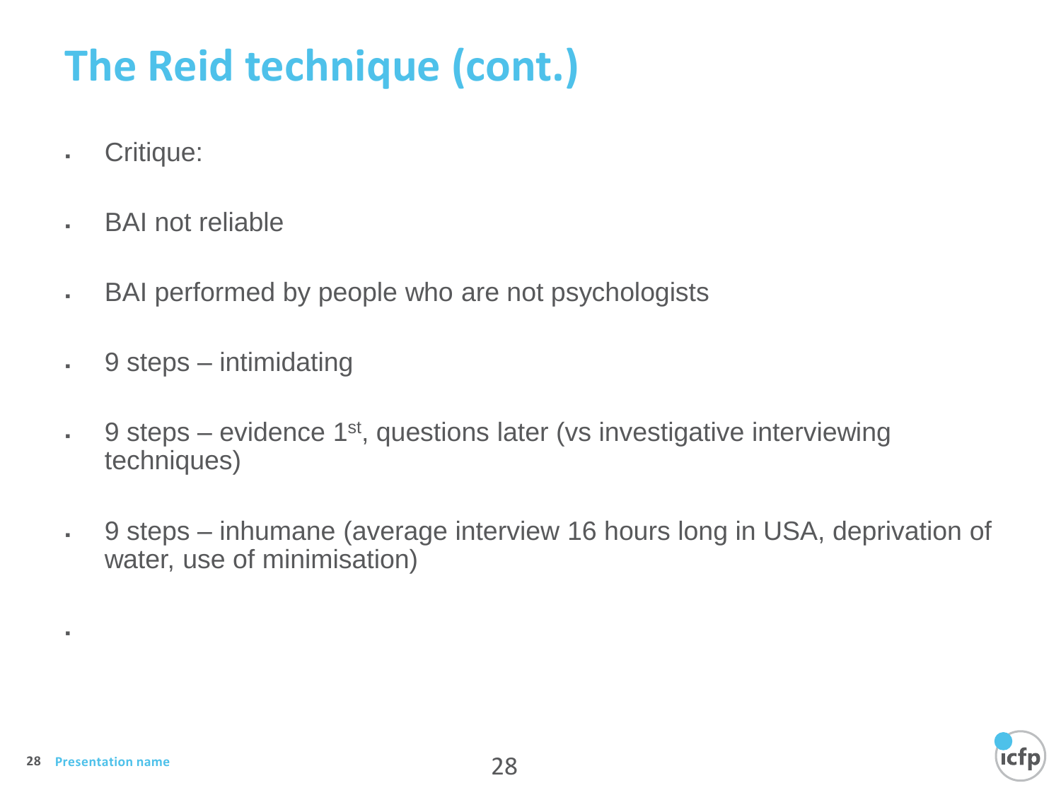# The Reid technique (cont.)

- Critique:
- BAI not reliable
- BAI performed by people who are not psychologists
- 9 steps – intimidating
- 9 steps – evidence 1st, questions later (vs investigative interviewing techniques)
- 9 steps – inhumane (average interview 16 hours long in USA, deprivation of water, use of minimisation)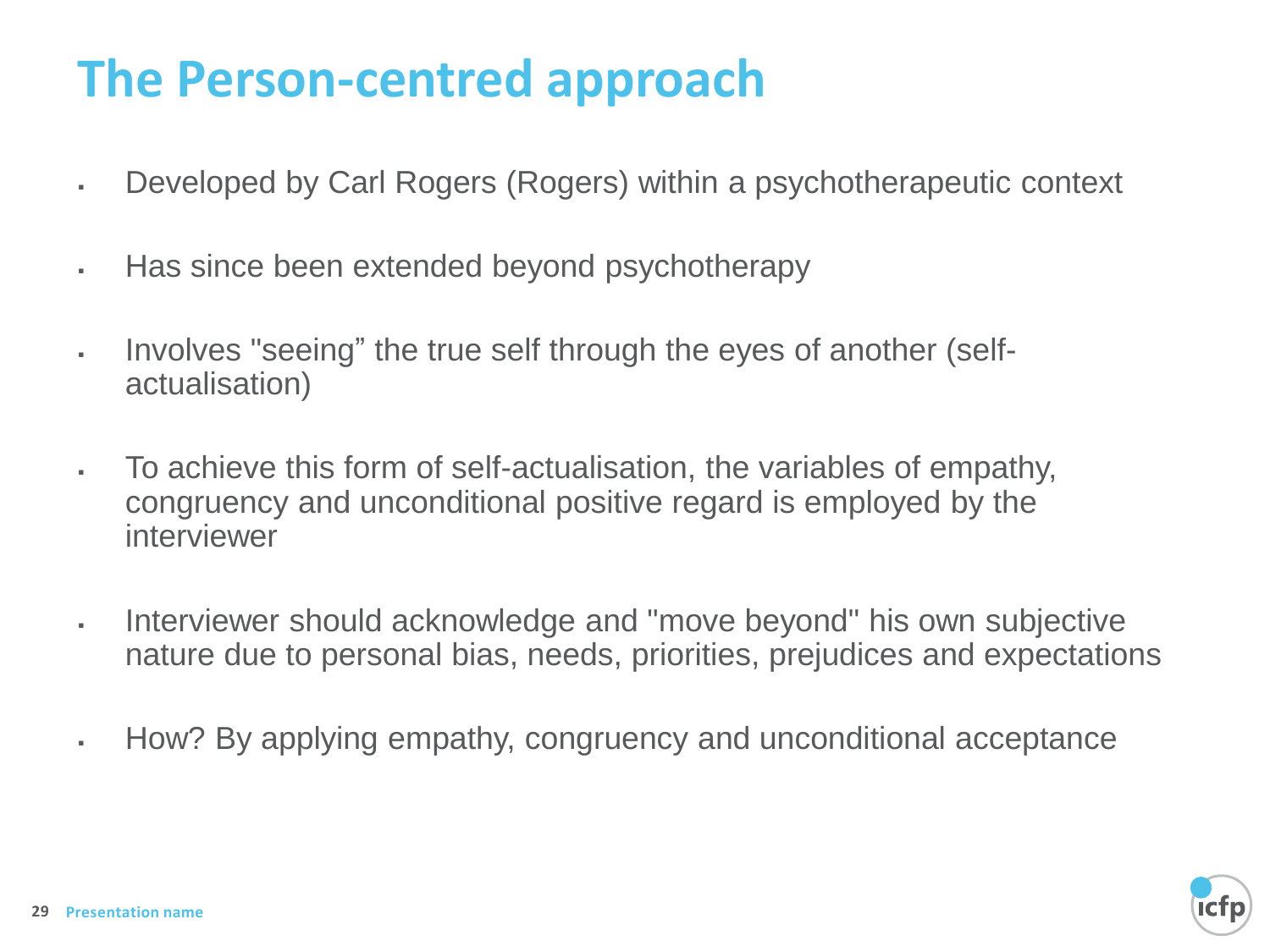# The Person-centred approach

- Developed by Carl Rogers (Rogers) within a psychotherapeutic context
- Has since been extended beyond psychotherapy
- Involves "seeing” the true self through the eyes of another (self-actualisation)
- To achieve this form of self-actualisation, the variables of empathy, congruency and unconditional positive regard is employed by the interviewer
- Interviewer should acknowledge and "move beyond" his own subjective nature due to personal bias, needs, priorities, prejudices and expectations
- How? By applying empathy, congruency and unconditional acceptance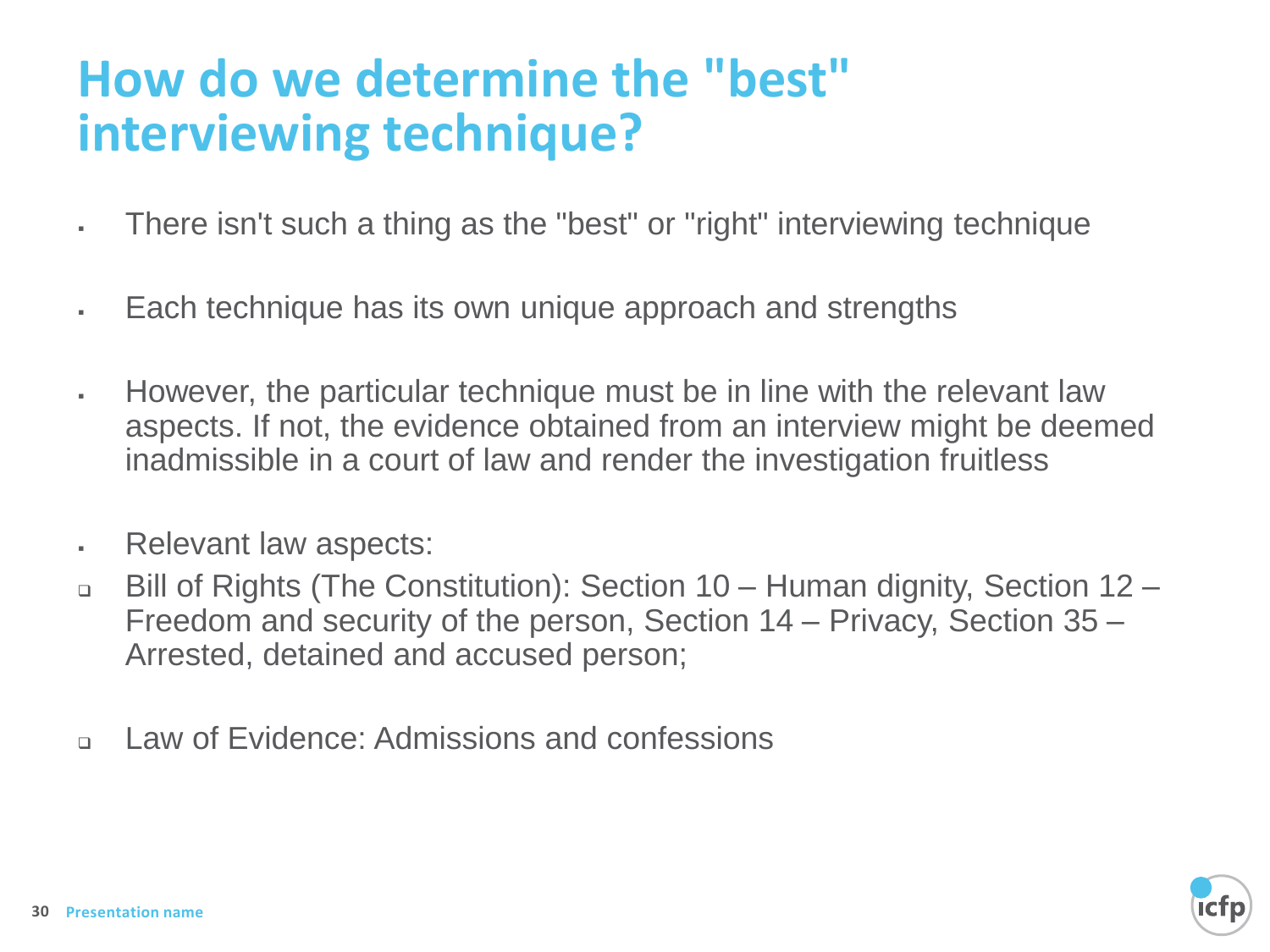# How do we determine the "best" interviewing technique?

- There isn't such a thing as the "best" or "right" interviewing technique
- Each technique has its own unique approach and strengths
- However, the particular technique must be in line with the relevant law aspects. If not, the evidence obtained from an interview might be deemed inadmissible in a court of law and render the investigation fruitless
- Relevant law aspects:
  - Bill of Rights (The Constitution): Section 10 – Human dignity, Section 12 – Freedom and security of the person, Section 14 – Privacy, Section 35 – Arrested, detained and accused person;
  - Law of Evidence: Admissions and confessions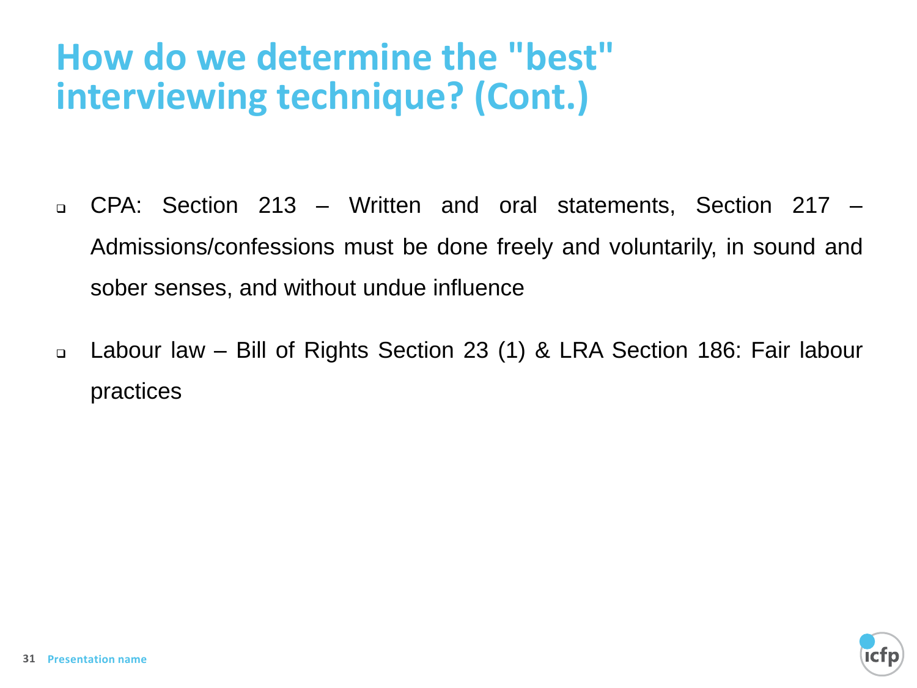# How do we determine the "best" interviewing technique? (Cont.)

- CPA: Section 213 – Written and oral statements, Section 217 – Admissions/confessions must be done freely and voluntarily, in sound and sober senses, and without undue influence
- Labour law – Bill of Rights Section 23 (1) & LRA Section 186: Fair labour practices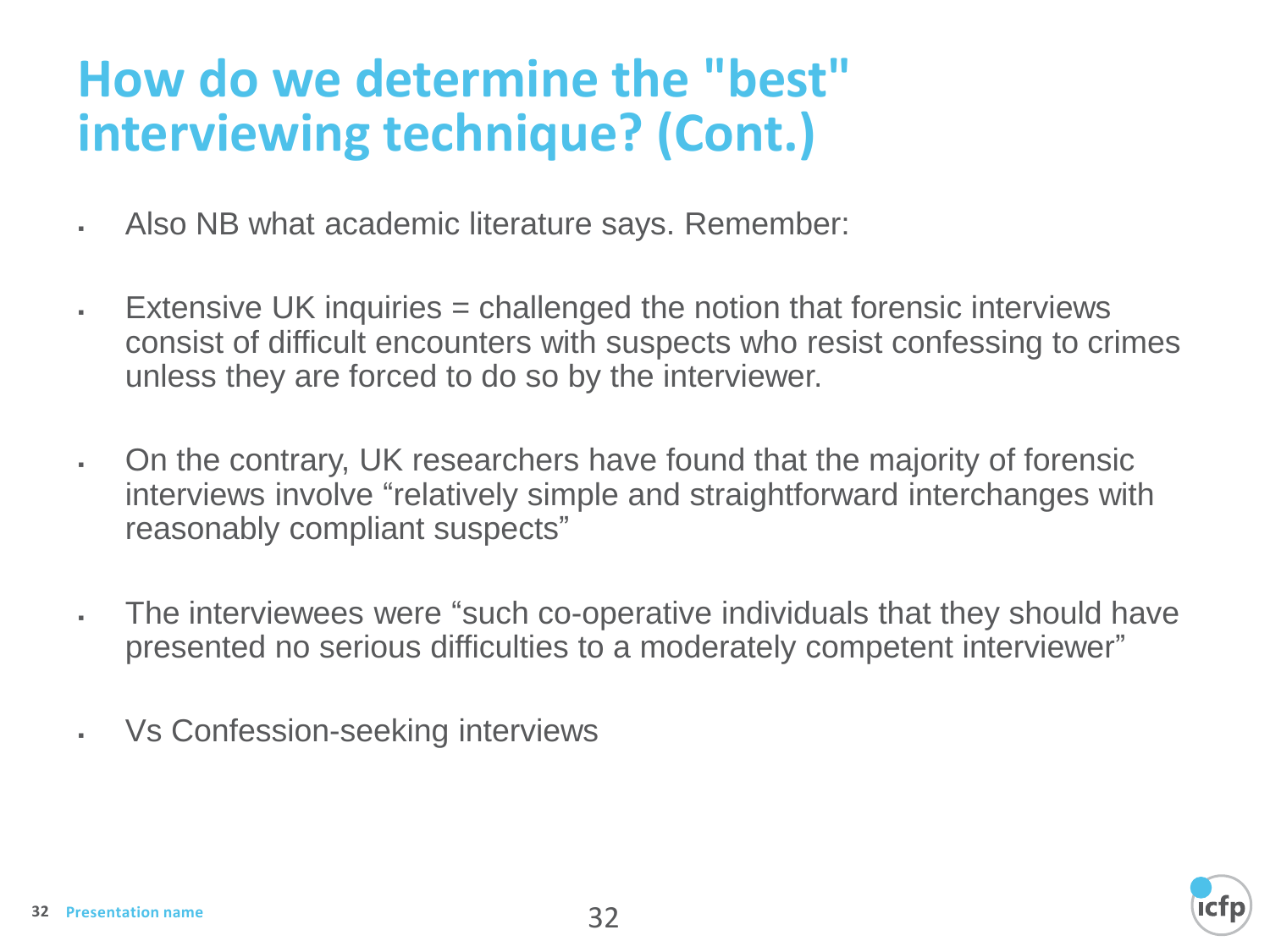# How do we determine the "best" interviewing technique? (Cont.)

- Also NB what academic literature says. Remember:
- Extensive UK inquiries = challenged the notion that forensic interviews consist of difficult encounters with suspects who resist confessing to crimes unless they are forced to do so by the interviewer.
- On the contrary, UK researchers have found that the majority of forensic interviews involve “relatively simple and straightforward interchanges with reasonably compliant suspects”
- The interviewees were “such co-operative individuals that they should have presented no serious difficulties to a moderately competent interviewer”
- Vs Confession-seeking interviews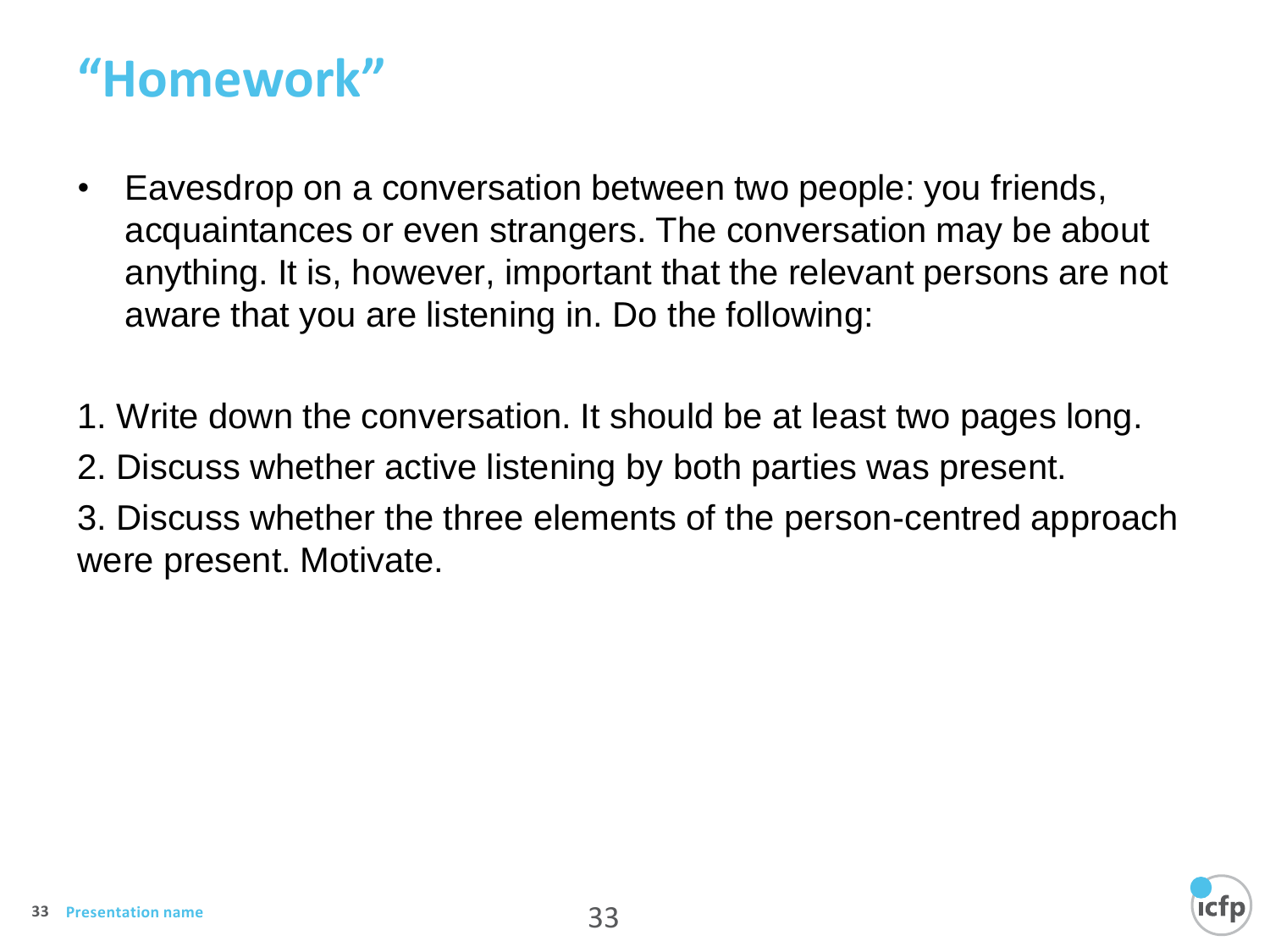# "Homework"

- Eavesdrop on a conversation between two people: you friends, acquaintances or even strangers. The conversation may be about anything. It is, however, important that the relevant persons are not aware that you are listening in. Do the following:

1. Write down the conversation. It should be at least two pages long.
2. Discuss whether active listening by both parties was present.
3. Discuss whether the three elements of the person-centred approach were present. Motivate.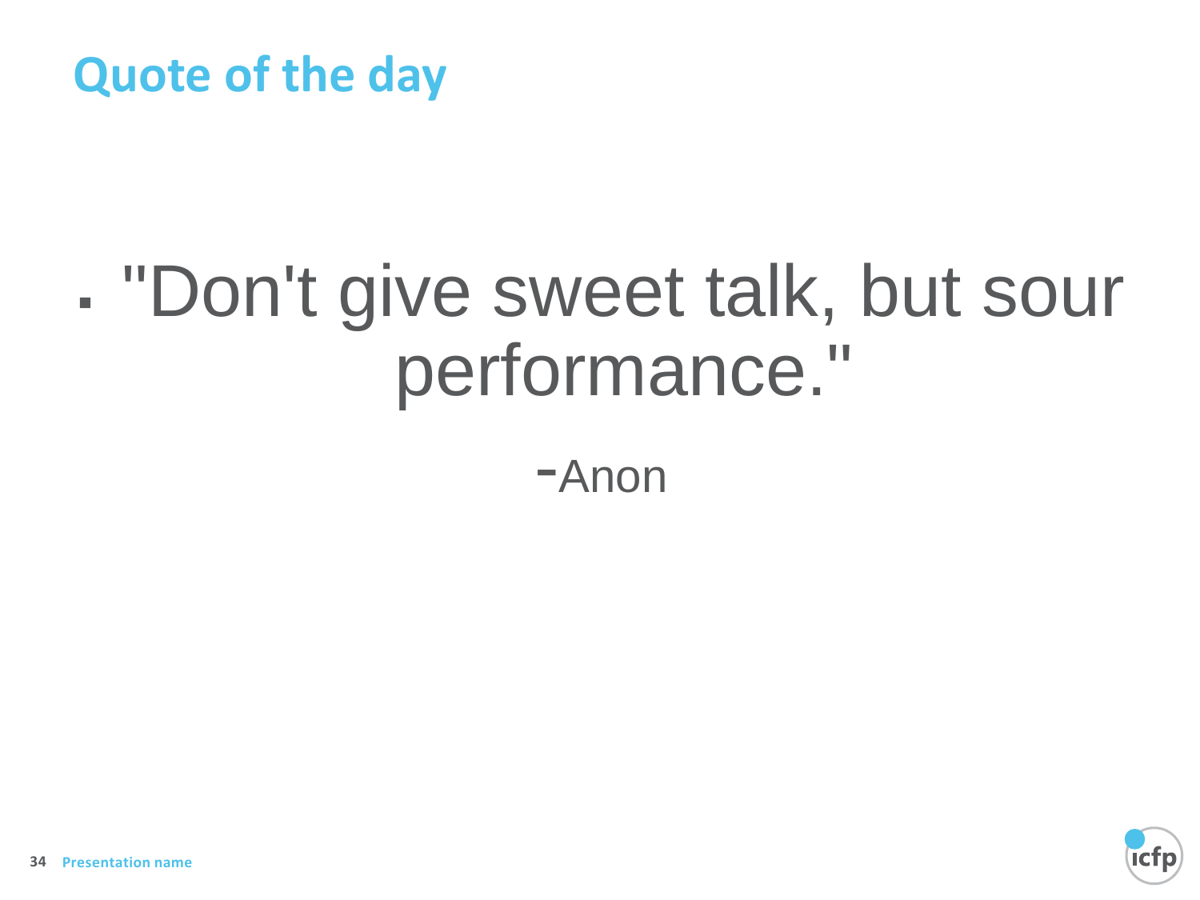# Quote of the day

- "Don't give sweet talk, but sour performance."

-Anon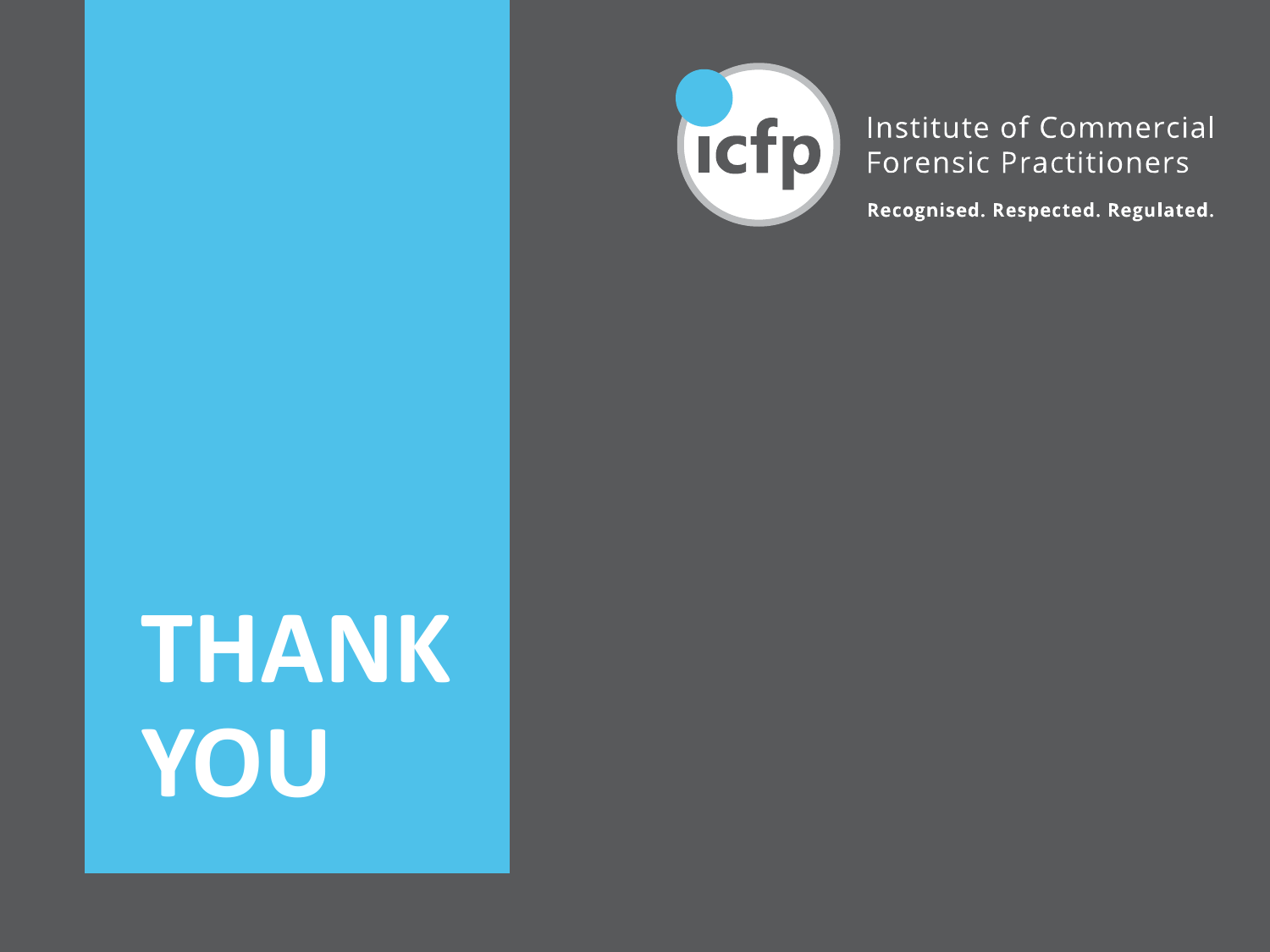icfp

Institute of Commercial Forensic Practitioners

**Recognised. Respected. Regulated.**

# THANK YOU